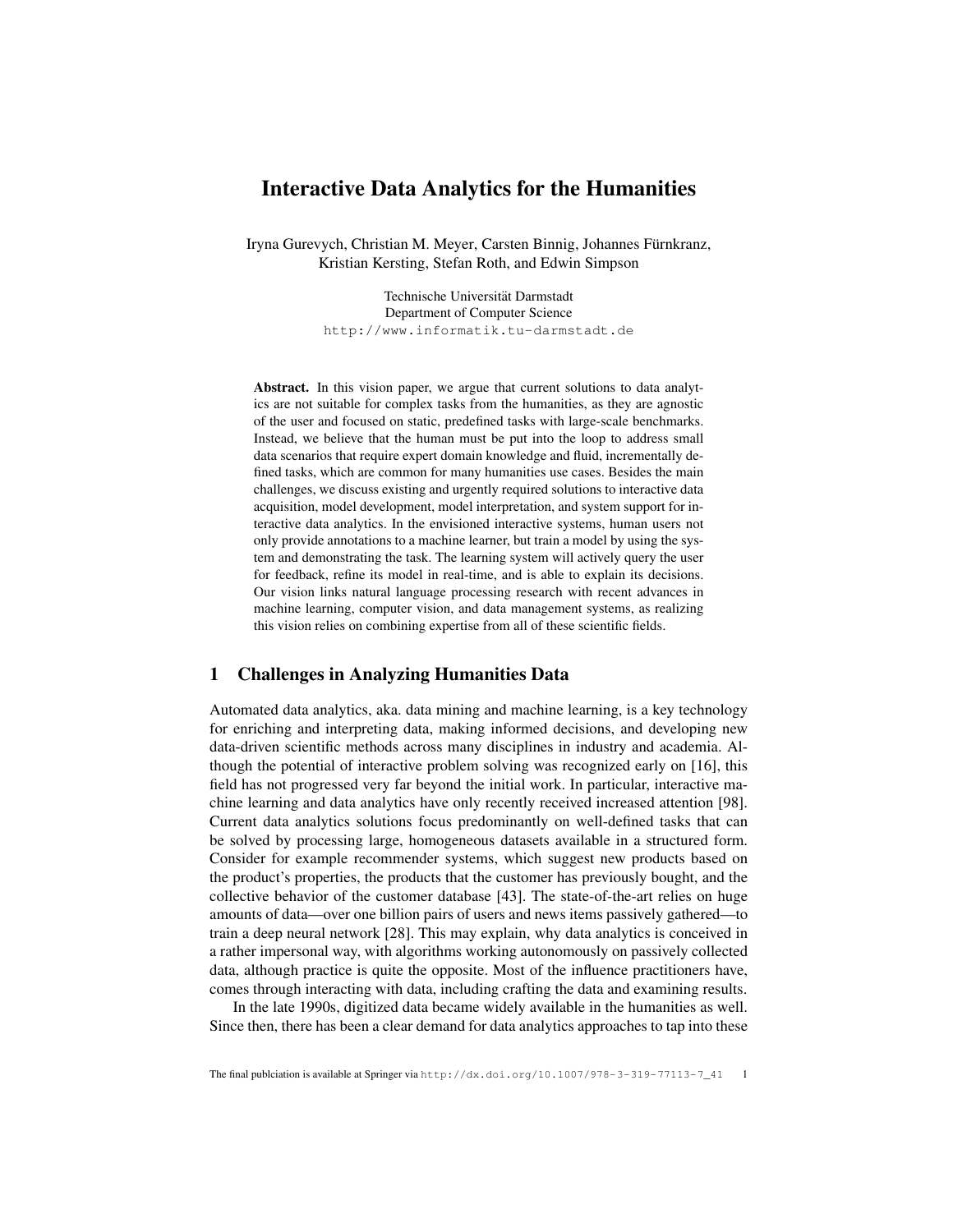# Interactive Data Analytics for the Humanities

Iryna Gurevych, Christian M. Meyer, Carsten Binnig, Johannes Fürnkranz, Kristian Kersting, Stefan Roth, and Edwin Simpson

Technische Universität Darmstadt
Department of Computer Science
http://www.informatik.tu-darmstadt.de

**Abstract.** In this vision paper, we argue that current solutions to data analytics are not suitable for complex tasks from the humanities, as they are agnostic of the user and focused on static, predefined tasks with large-scale benchmarks. Instead, we believe that the human must be put into the loop to address small data scenarios that require expert domain knowledge and fluid, incrementally defined tasks, which are common for many humanities use cases. Besides the main challenges, we discuss existing and urgently required solutions to interactive data acquisition, model development, model interpretation, and system support for interactive data analytics. In the envisioned interactive systems, human users not only provide annotations to a machine learner, but train a model by using the system and demonstrating the task. The learning system will actively query the user for feedback, refine its model in real-time, and is able to explain its decisions. Our vision links natural language processing research with recent advances in machine learning, computer vision, and data management systems, as realizing this vision relies on combining expertise from all of these scientific fields.

## 1 Challenges in Analyzing Humanities Data

Automated data analytics, aka. data mining and machine learning, is a key technology for enriching and interpreting data, making informed decisions, and developing new data-driven scientific methods across many disciplines in industry and academia. Although the potential of interactive problem solving was recognized early on [16], this field has not progressed very far beyond the initial work. In particular, interactive machine learning and data analytics have only recently received increased attention [98]. Current data analytics solutions focus predominantly on well-defined tasks that can be solved by processing large, homogeneous datasets available in a structured form. Consider for example recommender systems, which suggest new products based on the product's properties, the products that the customer has previously bought, and the collective behavior of the customer database [43]. The state-of-the-art relies on huge amounts of data—over one billion pairs of users and news items passively gathered—to train a deep neural network [28]. This may explain, why data analytics is conceived in a rather impersonal way, with algorithms working autonomously on passively collected data, although practice is quite the opposite. Most of the influence practitioners have, comes through interacting with data, including crafting the data and examining results.

In the late 1990s, digitized data became widely available in the humanities as well. Since then, there has been a clear demand for data analytics approaches to tap into these

The final publciation is available at Springer via http://dx.doi.org/10.1007/978-3-319-77113-7_41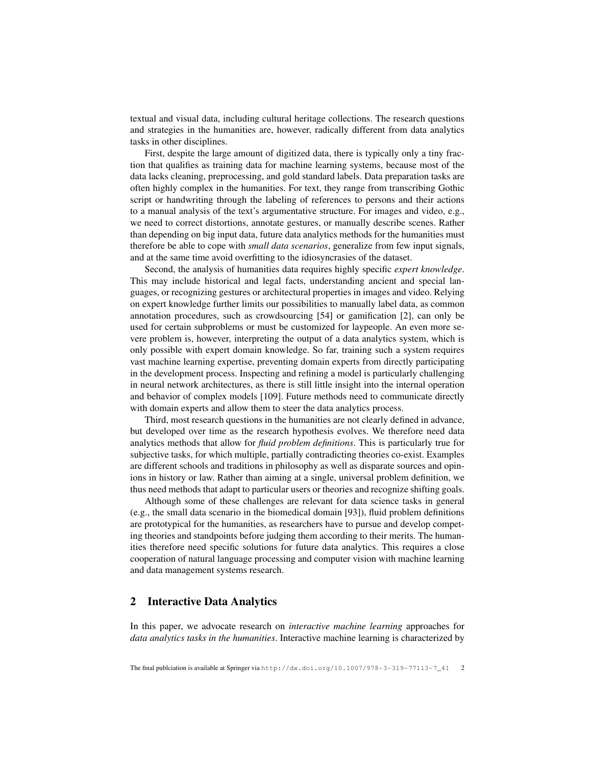textual and visual data, including cultural heritage collections. The research questions and strategies in the humanities are, however, radically different from data analytics tasks in other disciplines.

First, despite the large amount of digitized data, there is typically only a tiny fraction that qualifies as training data for machine learning systems, because most of the data lacks cleaning, preprocessing, and gold standard labels. Data preparation tasks are often highly complex in the humanities. For text, they range from transcribing Gothic script or handwriting through the labeling of references to persons and their actions to a manual analysis of the text's argumentative structure. For images and video, e.g., we need to correct distortions, annotate gestures, or manually describe scenes. Rather than depending on big input data, future data analytics methods for the humanities must therefore be able to cope with *small data scenarios*, generalize from few input signals, and at the same time avoid overfitting to the idiosyncrasies of the dataset.

Second, the analysis of humanities data requires highly specific *expert knowledge*. This may include historical and legal facts, understanding ancient and special languages, or recognizing gestures or architectural properties in images and video. Relying on expert knowledge further limits our possibilities to manually label data, as common annotation procedures, such as crowdsourcing [54] or gamification [2], can only be used for certain subproblems or must be customized for laypeople. An even more severe problem is, however, interpreting the output of a data analytics system, which is only possible with expert domain knowledge. So far, training such a system requires vast machine learning expertise, preventing domain experts from directly participating in the development process. Inspecting and refining a model is particularly challenging in neural network architectures, as there is still little insight into the internal operation and behavior of complex models [109]. Future methods need to communicate directly with domain experts and allow them to steer the data analytics process.

Third, most research questions in the humanities are not clearly defined in advance, but developed over time as the research hypothesis evolves. We therefore need data analytics methods that allow for *fluid problem definitions*. This is particularly true for subjective tasks, for which multiple, partially contradicting theories co-exist. Examples are different schools and traditions in philosophy as well as disparate sources and opinions in history or law. Rather than aiming at a single, universal problem definition, we thus need methods that adapt to particular users or theories and recognize shifting goals.

Although some of these challenges are relevant for data science tasks in general (e.g., the small data scenario in the biomedical domain [93]), fluid problem definitions are prototypical for the humanities, as researchers have to pursue and develop competing theories and standpoints before judging them according to their merits. The humanities therefore need specific solutions for future data analytics. This requires a close cooperation of natural language processing and computer vision with machine learning and data management systems research.

## 2 Interactive Data Analytics

In this paper, we advocate research on *interactive machine learning* approaches for *data analytics tasks in the humanities*. Interactive machine learning is characterized by

The final publciation is available at Springer via http://dx.doi.org/10.1007/978-3-319-77113-7_41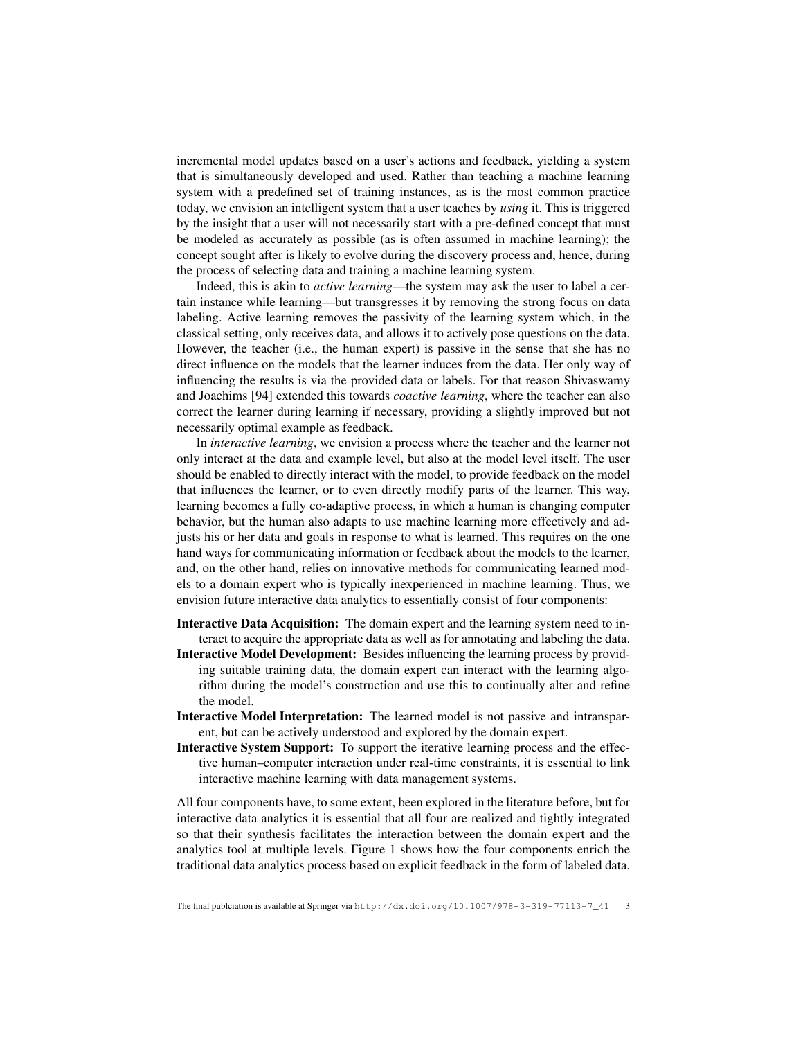incremental model updates based on a user's actions and feedback, yielding a system that is simultaneously developed and used. Rather than teaching a machine learning system with a predefined set of training instances, as is the most common practice today, we envision an intelligent system that a user teaches by *using* it. This is triggered by the insight that a user will not necessarily start with a pre-defined concept that must be modeled as accurately as possible (as is often assumed in machine learning); the concept sought after is likely to evolve during the discovery process and, hence, during the process of selecting data and training a machine learning system.

Indeed, this is akin to *active learning*—the system may ask the user to label a certain instance while learning—but transgresses it by removing the strong focus on data labeling. Active learning removes the passivity of the learning system which, in the classical setting, only receives data, and allows it to actively pose questions on the data. However, the teacher (i.e., the human expert) is passive in the sense that she has no direct influence on the models that the learner induces from the data. Her only way of influencing the results is via the provided data or labels. For that reason Shivaswamy and Joachims [94] extended this towards *coactive learning*, where the teacher can also correct the learner during learning if necessary, providing a slightly improved but not necessarily optimal example as feedback.

In *interactive learning*, we envision a process where the teacher and the learner not only interact at the data and example level, but also at the model level itself. The user should be enabled to directly interact with the model, to provide feedback on the model that influences the learner, or to even directly modify parts of the learner. This way, learning becomes a fully co-adaptive process, in which a human is changing computer behavior, but the human also adapts to use machine learning more effectively and adjusts his or her data and goals in response to what is learned. This requires on the one hand ways for communicating information or feedback about the models to the learner, and, on the other hand, relies on innovative methods for communicating learned models to a domain expert who is typically inexperienced in machine learning. Thus, we envision future interactive data analytics to essentially consist of four components:

**Interactive Data Acquisition:** The domain expert and the learning system need to interact to acquire the appropriate data as well as for annotating and labeling the data.

**Interactive Model Development:** Besides influencing the learning process by providing suitable training data, the domain expert can interact with the learning algorithm during the model's construction and use this to continually alter and refine the model.

**Interactive Model Interpretation:** The learned model is not passive and intransparent, but can be actively understood and explored by the domain expert.

**Interactive System Support:** To support the iterative learning process and the effective human–computer interaction under real-time constraints, it is essential to link interactive machine learning with data management systems.

All four components have, to some extent, been explored in the literature before, but for interactive data analytics it is essential that all four are realized and tightly integrated so that their synthesis facilitates the interaction between the domain expert and the analytics tool at multiple levels. Figure 1 shows how the four components enrich the traditional data analytics process based on explicit feedback in the form of labeled data.

The final publciation is available at Springer via http://dx.doi.org/10.1007/978-3-319-77113-7_41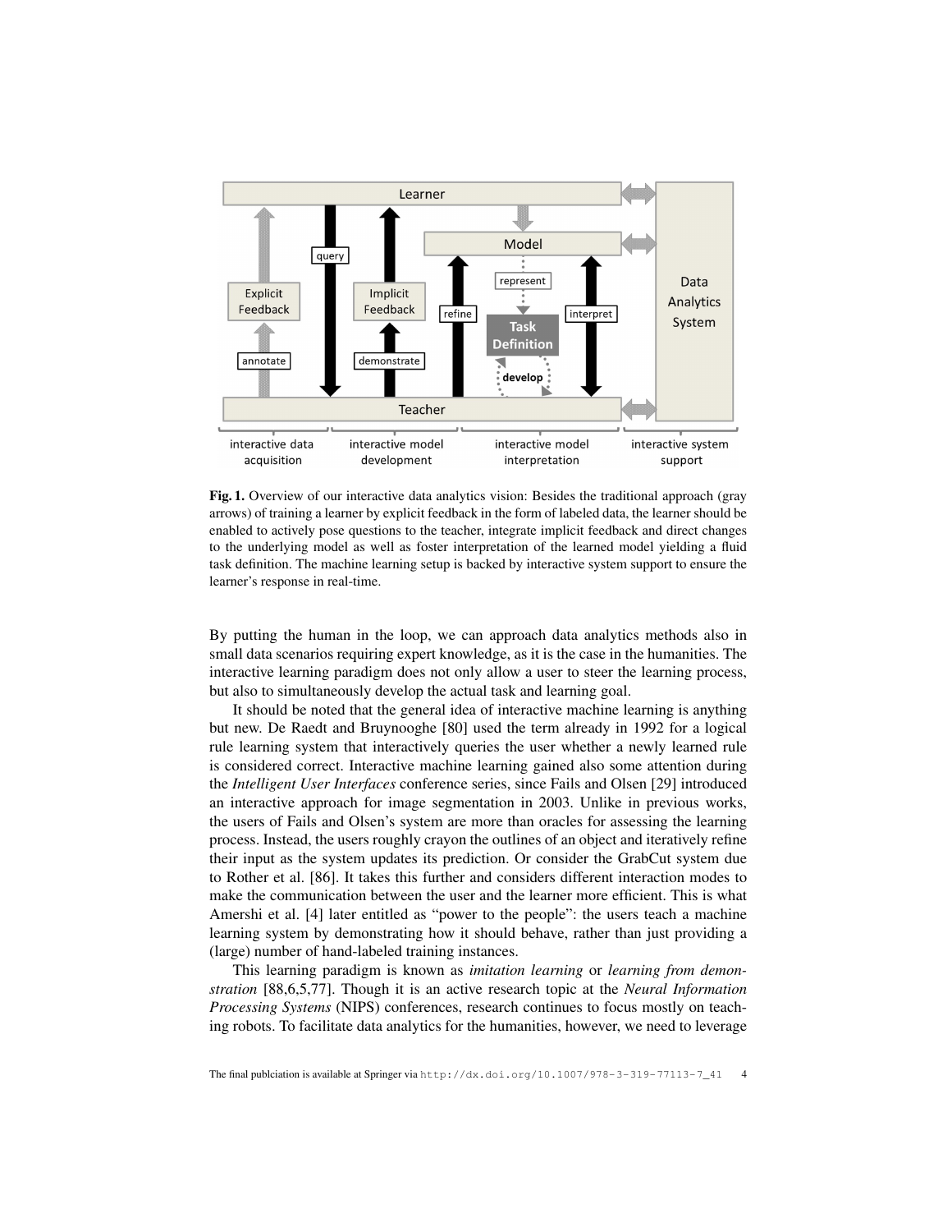**Fig. 1.** Overview of our interactive data analytics vision: Besides the traditional approach (gray arrows) of training a learner by explicit feedback in the form of labeled data, the learner should be enabled to actively pose questions to the teacher, integrate implicit feedback and direct changes to the underlying model as well as foster interpretation of the learned model yielding a fluid task definition. The machine learning setup is backed by interactive system support to ensure the learner's response in real-time.

By putting the human in the loop, we can approach data analytics methods also in small data scenarios requiring expert knowledge, as it is the case in the humanities. The interactive learning paradigm does not only allow a user to steer the learning process, but also to simultaneously develop the actual task and learning goal.

It should be noted that the general idea of interactive machine learning is anything but new. De Raedt and Bruynooghe [80] used the term already in 1992 for a logical rule learning system that interactively queries the user whether a newly learned rule is considered correct. Interactive machine learning gained also some attention during the *Intelligent User Interfaces* conference series, since Fails and Olsen [29] introduced an interactive approach for image segmentation in 2003. Unlike in previous works, the users of Fails and Olsen's system are more than oracles for assessing the learning process. Instead, the users roughly crayon the outlines of an object and iteratively refine their input as the system updates its prediction. Or consider the GrabCut system due to Rother et al. [86]. It takes this further and considers different interaction modes to make the communication between the user and the learner more efficient. This is what Amershi et al. [4] later entitled as "power to the people": the users teach a machine learning system by demonstrating how it should behave, rather than just providing a (large) number of hand-labeled training instances.

This learning paradigm is known as *imitation learning* or *learning from demonstration* [88,6,5,77]. Though it is an active research topic at the *Neural Information Processing Systems* (NIPS) conferences, research continues to focus mostly on teaching robots. To facilitate data analytics for the humanities, however, we need to leverage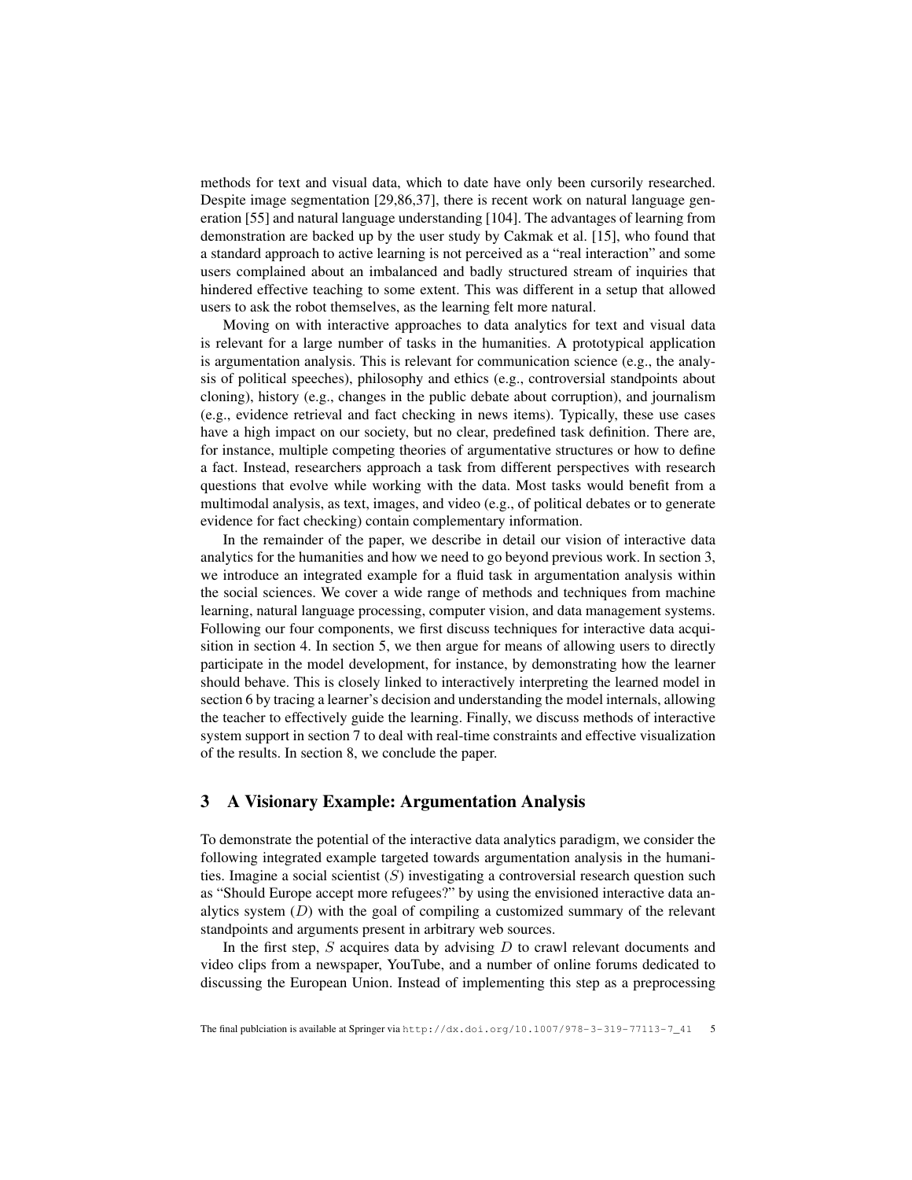methods for text and visual data, which to date have only been cursorily researched. Despite image segmentation [29,86,37], there is recent work on natural language generation [55] and natural language understanding [104]. The advantages of learning from demonstration are backed up by the user study by Cakmak et al. [15], who found that a standard approach to active learning is not perceived as a "real interaction" and some users complained about an imbalanced and badly structured stream of inquiries that hindered effective teaching to some extent. This was different in a setup that allowed users to ask the robot themselves, as the learning felt more natural.

Moving on with interactive approaches to data analytics for text and visual data is relevant for a large number of tasks in the humanities. A prototypical application is argumentation analysis. This is relevant for communication science (e.g., the analysis of political speeches), philosophy and ethics (e.g., controversial standpoints about cloning), history (e.g., changes in the public debate about corruption), and journalism (e.g., evidence retrieval and fact checking in news items). Typically, these use cases have a high impact on our society, but no clear, predefined task definition. There are, for instance, multiple competing theories of argumentative structures or how to define a fact. Instead, researchers approach a task from different perspectives with research questions that evolve while working with the data. Most tasks would benefit from a multimodal analysis, as text, images, and video (e.g., of political debates or to generate evidence for fact checking) contain complementary information.

In the remainder of the paper, we describe in detail our vision of interactive data analytics for the humanities and how we need to go beyond previous work. In section 3, we introduce an integrated example for a fluid task in argumentation analysis within the social sciences. We cover a wide range of methods and techniques from machine learning, natural language processing, computer vision, and data management systems. Following our four components, we first discuss techniques for interactive data acquisition in section 4. In section 5, we then argue for means of allowing users to directly participate in the model development, for instance, by demonstrating how the learner should behave. This is closely linked to interactively interpreting the learned model in section 6 by tracing a learner's decision and understanding the model internals, allowing the teacher to effectively guide the learning. Finally, we discuss methods of interactive system support in section 7 to deal with real-time constraints and effective visualization of the results. In section 8, we conclude the paper.

## 3 A Visionary Example: Argumentation Analysis

To demonstrate the potential of the interactive data analytics paradigm, we consider the following integrated example targeted towards argumentation analysis in the humanities. Imagine a social scientist ($S$) investigating a controversial research question such as "Should Europe accept more refugees?" by using the envisioned interactive data analytics system ($D$) with the goal of compiling a customized summary of the relevant standpoints and arguments present in arbitrary web sources.

In the first step, $S$ acquires data by advising $D$ to crawl relevant documents and video clips from a newspaper, YouTube, and a number of online forums dedicated to discussing the European Union. Instead of implementing this step as a preprocessing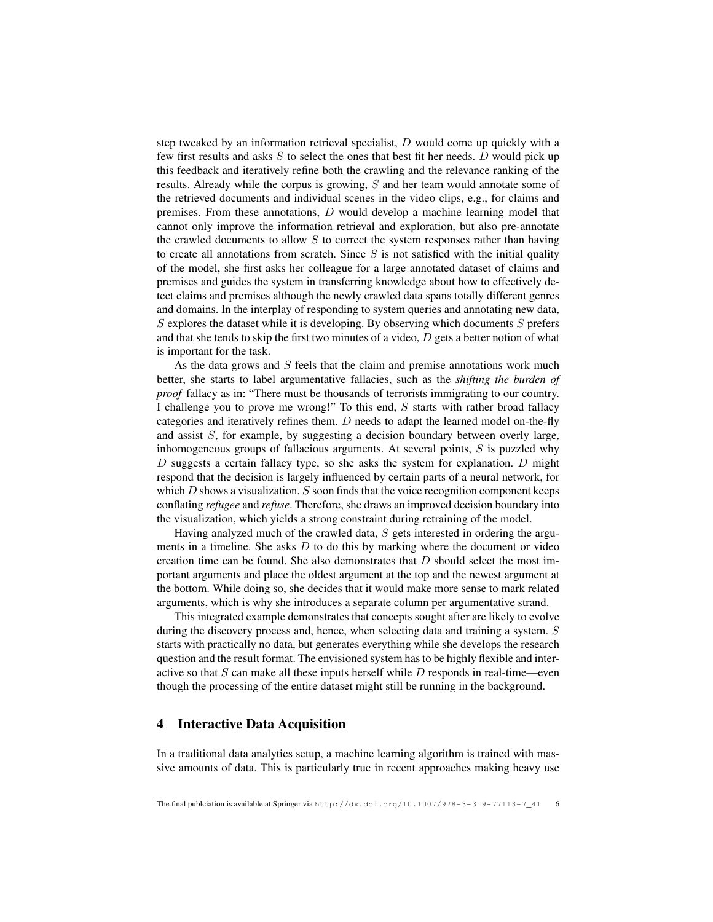step tweaked by an information retrieval specialist, $D$ would come up quickly with a few first results and asks $S$ to select the ones that best fit her needs. $D$ would pick up this feedback and iteratively refine both the crawling and the relevance ranking of the results. Already while the corpus is growing, $S$ and her team would annotate some of the retrieved documents and individual scenes in the video clips, e.g., for claims and premises. From these annotations, $D$ would develop a machine learning model that cannot only improve the information retrieval and exploration, but also pre-annotate the crawled documents to allow $S$ to correct the system responses rather than having to create all annotations from scratch. Since $S$ is not satisfied with the initial quality of the model, she first asks her colleague for a large annotated dataset of claims and premises and guides the system in transferring knowledge about how to effectively detect claims and premises although the newly crawled data spans totally different genres and domains. In the interplay of responding to system queries and annotating new data, $S$ explores the dataset while it is developing. By observing which documents $S$ prefers and that she tends to skip the first two minutes of a video, $D$ gets a better notion of what is important for the task.

As the data grows and $S$ feels that the claim and premise annotations work much better, she starts to label argumentative fallacies, such as the *shifting the burden of proof* fallacy as in: "There must be thousands of terrorists immigrating to our country. I challenge you to prove me wrong!" To this end, $S$ starts with rather broad fallacy categories and iteratively refines them. $D$ needs to adapt the learned model on-the-fly and assist $S$, for example, by suggesting a decision boundary between overly large, inhomogeneous groups of fallacious arguments. At several points, $S$ is puzzled why $D$ suggests a certain fallacy type, so she asks the system for explanation. $D$ might respond that the decision is largely influenced by certain parts of a neural network, for which $D$ shows a visualization. $S$ soon finds that the voice recognition component keeps conflating *refugee* and *refuse*. Therefore, she draws an improved decision boundary into the visualization, which yields a strong constraint during retraining of the model.

Having analyzed much of the crawled data, $S$ gets interested in ordering the arguments in a timeline. She asks $D$ to do this by marking where the document or video creation time can be found. She also demonstrates that $D$ should select the most important arguments and place the oldest argument at the top and the newest argument at the bottom. While doing so, she decides that it would make more sense to mark related arguments, which is why she introduces a separate column per argumentative strand.

This integrated example demonstrates that concepts sought after are likely to evolve during the discovery process and, hence, when selecting data and training a system. $S$ starts with practically no data, but generates everything while she develops the research question and the result format. The envisioned system has to be highly flexible and interactive so that $S$ can make all these inputs herself while $D$ responds in real-time—even though the processing of the entire dataset might still be running in the background.

## 4 Interactive Data Acquisition

In a traditional data analytics setup, a machine learning algorithm is trained with massive amounts of data. This is particularly true in recent approaches making heavy use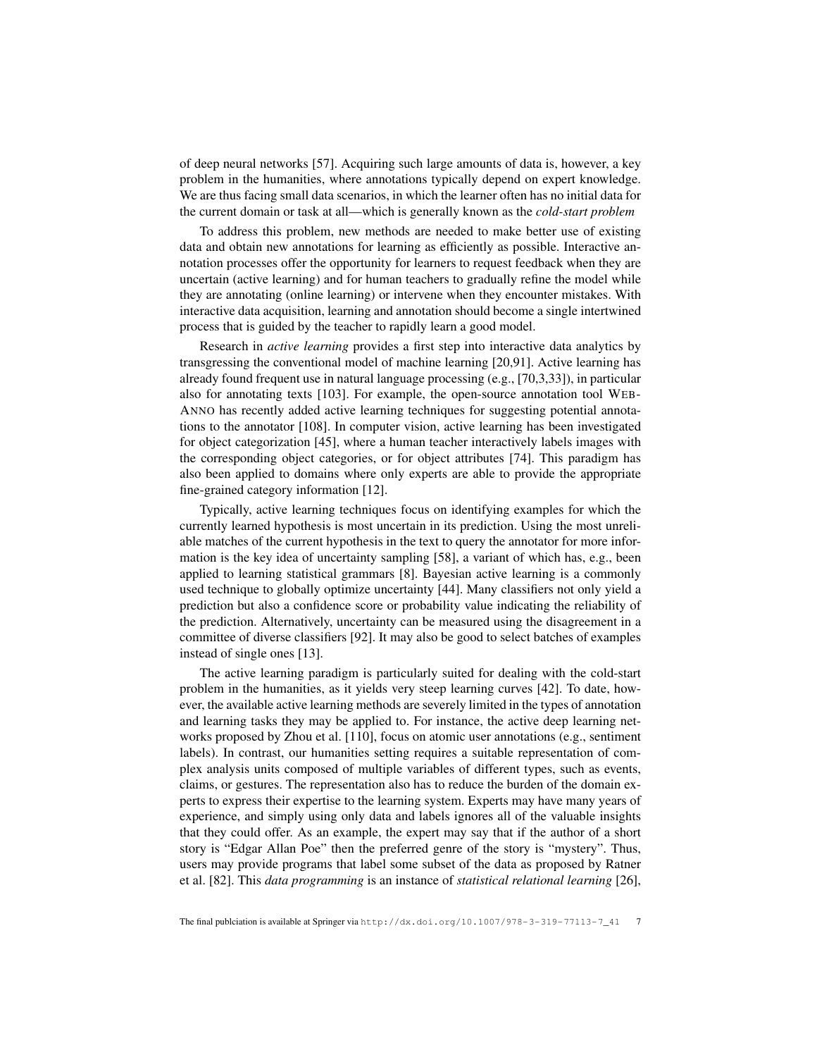of deep neural networks [57]. Acquiring such large amounts of data is, however, a key problem in the humanities, where annotations typically depend on expert knowledge. We are thus facing small data scenarios, in which the learner often has no initial data for the current domain or task at all—which is generally known as the *cold-start problem*

To address this problem, new methods are needed to make better use of existing data and obtain new annotations for learning as efficiently as possible. Interactive annotation processes offer the opportunity for learners to request feedback when they are uncertain (active learning) and for human teachers to gradually refine the model while they are annotating (online learning) or intervene when they encounter mistakes. With interactive data acquisition, learning and annotation should become a single intertwined process that is guided by the teacher to rapidly learn a good model.

Research in *active learning* provides a first step into interactive data analytics by transgressing the conventional model of machine learning [20,91]. Active learning has already found frequent use in natural language processing (e.g., [70,3,33]), in particular also for annotating texts [103]. For example, the open-source annotation tool WEBANNO has recently added active learning techniques for suggesting potential annotations to the annotator [108]. In computer vision, active learning has been investigated for object categorization [45], where a human teacher interactively labels images with the corresponding object categories, or for object attributes [74]. This paradigm has also been applied to domains where only experts are able to provide the appropriate fine-grained category information [12].

Typically, active learning techniques focus on identifying examples for which the currently learned hypothesis is most uncertain in its prediction. Using the most unreliable matches of the current hypothesis in the text to query the annotator for more information is the key idea of uncertainty sampling [58], a variant of which has, e.g., been applied to learning statistical grammars [8]. Bayesian active learning is a commonly used technique to globally optimize uncertainty [44]. Many classifiers not only yield a prediction but also a confidence score or probability value indicating the reliability of the prediction. Alternatively, uncertainty can be measured using the disagreement in a committee of diverse classifiers [92]. It may also be good to select batches of examples instead of single ones [13].

The active learning paradigm is particularly suited for dealing with the cold-start problem in the humanities, as it yields very steep learning curves [42]. To date, however, the available active learning methods are severely limited in the types of annotation and learning tasks they may be applied to. For instance, the active deep learning networks proposed by Zhou et al. [110], focus on atomic user annotations (e.g., sentiment labels). In contrast, our humanities setting requires a suitable representation of complex analysis units composed of multiple variables of different types, such as events, claims, or gestures. The representation also has to reduce the burden of the domain experts to express their expertise to the learning system. Experts may have many years of experience, and simply using only data and labels ignores all of the valuable insights that they could offer. As an example, the expert may say that if the author of a short story is "Edgar Allan Poe" then the preferred genre of the story is "mystery". Thus, users may provide programs that label some subset of the data as proposed by Ratner et al. [82]. This *data programming* is an instance of *statistical relational learning* [26],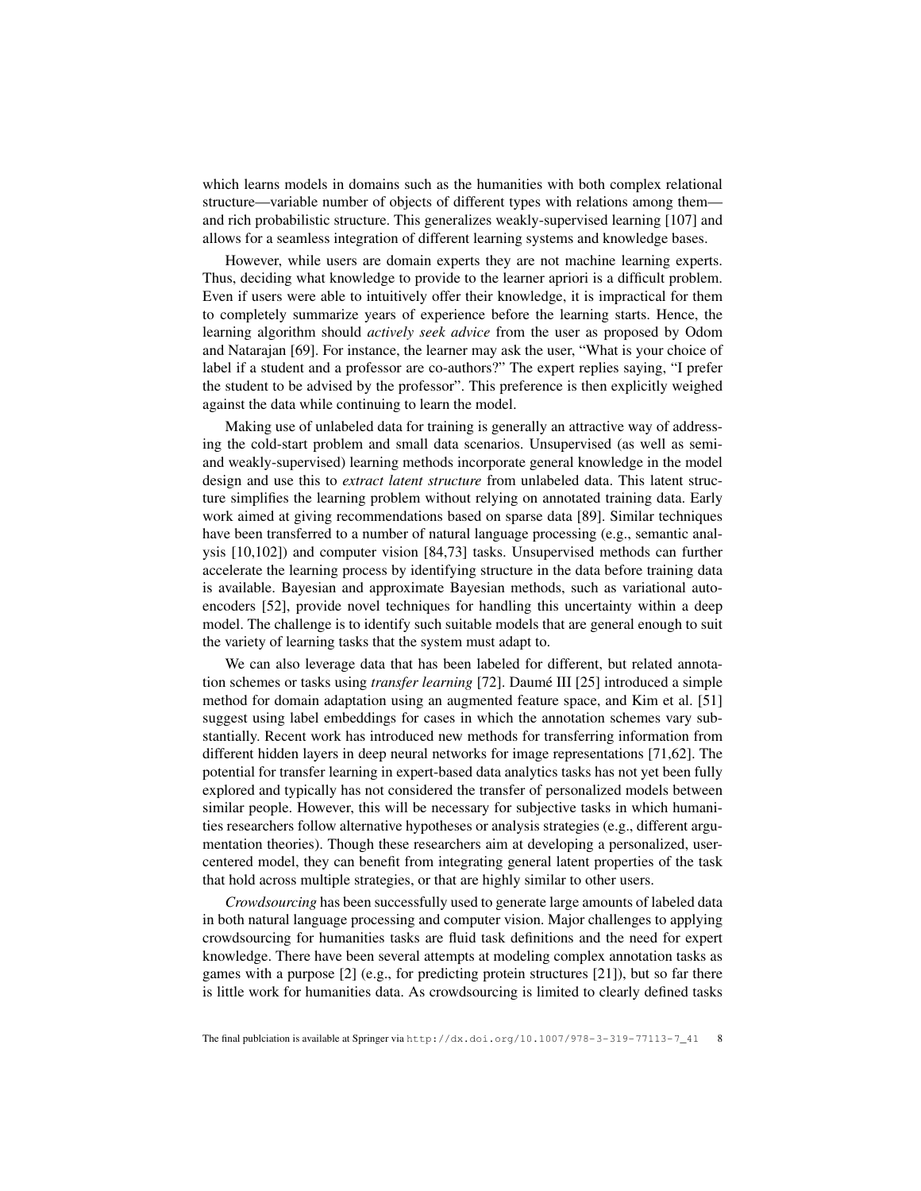which learns models in domains such as the humanities with both complex relational structure—variable number of objects of different types with relations among them—and rich probabilistic structure. This generalizes weakly-supervised learning [107] and allows for a seamless integration of different learning systems and knowledge bases.

However, while users are domain experts they are not machine learning experts. Thus, deciding what knowledge to provide to the learner apriori is a difficult problem. Even if users were able to intuitively offer their knowledge, it is impractical for them to completely summarize years of experience before the learning starts. Hence, the learning algorithm should *actively seek advice* from the user as proposed by Odom and Natarajan [69]. For instance, the learner may ask the user, "What is your choice of label if a student and a professor are co-authors?" The expert replies saying, "I prefer the student to be advised by the professor". This preference is then explicitly weighed against the data while continuing to learn the model.

Making use of unlabeled data for training is generally an attractive way of addressing the cold-start problem and small data scenarios. Unsupervised (as well as semi- and weakly-supervised) learning methods incorporate general knowledge in the model design and use this to *extract latent structure* from unlabeled data. This latent structure simplifies the learning problem without relying on annotated training data. Early work aimed at giving recommendations based on sparse data [89]. Similar techniques have been transferred to a number of natural language processing (e.g., semantic analysis [10,102]) and computer vision [84,73] tasks. Unsupervised methods can further accelerate the learning process by identifying structure in the data before training data is available. Bayesian and approximate Bayesian methods, such as variational autoencoders [52], provide novel techniques for handling this uncertainty within a deep model. The challenge is to identify such suitable models that are general enough to suit the variety of learning tasks that the system must adapt to.

We can also leverage data that has been labeled for different, but related annotation schemes or tasks using *transfer learning* [72]. Daumé III [25] introduced a simple method for domain adaptation using an augmented feature space, and Kim et al. [51] suggest using label embeddings for cases in which the annotation schemes vary substantially. Recent work has introduced new methods for transferring information from different hidden layers in deep neural networks for image representations [71,62]. The potential for transfer learning in expert-based data analytics tasks has not yet been fully explored and typically has not considered the transfer of personalized models between similar people. However, this will be necessary for subjective tasks in which humanities researchers follow alternative hypotheses or analysis strategies (e.g., different argumentation theories). Though these researchers aim at developing a personalized, user-centered model, they can benefit from integrating general latent properties of the task that hold across multiple strategies, or that are highly similar to other users.

*Crowdsourcing* has been successfully used to generate large amounts of labeled data in both natural language processing and computer vision. Major challenges to applying crowdsourcing for humanities tasks are fluid task definitions and the need for expert knowledge. There have been several attempts at modeling complex annotation tasks as games with a purpose [2] (e.g., for predicting protein structures [21]), but so far there is little work for humanities data. As crowdsourcing is limited to clearly defined tasks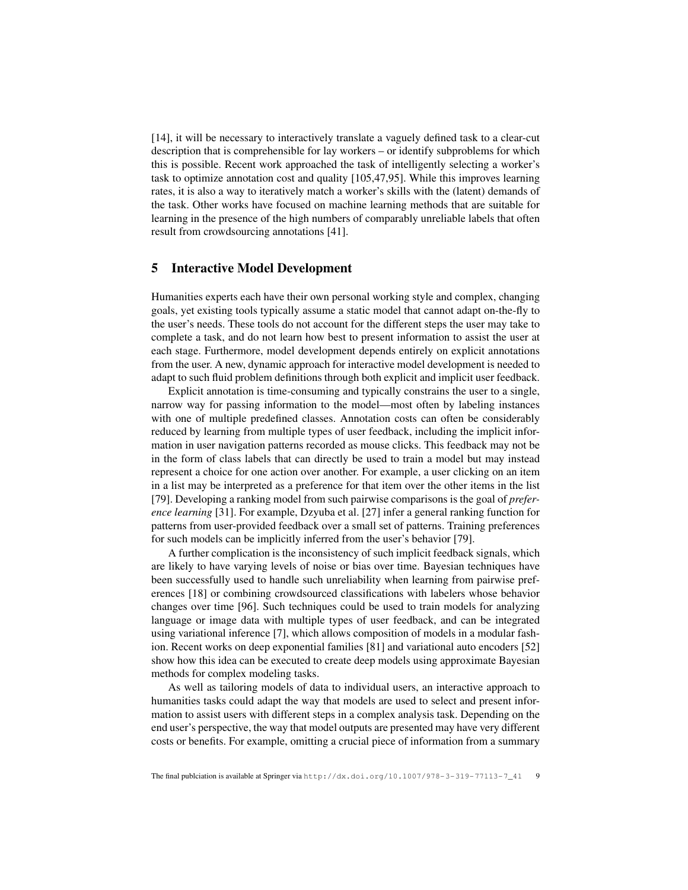[14], it will be necessary to interactively translate a vaguely defined task to a clear-cut description that is comprehensible for lay workers – or identify subproblems for which this is possible. Recent work approached the task of intelligently selecting a worker's task to optimize annotation cost and quality [105,47,95]. While this improves learning rates, it is also a way to iteratively match a worker's skills with the (latent) demands of the task. Other works have focused on machine learning methods that are suitable for learning in the presence of the high numbers of comparably unreliable labels that often result from crowdsourcing annotations [41].

## 5 Interactive Model Development

Humanities experts each have their own personal working style and complex, changing goals, yet existing tools typically assume a static model that cannot adapt on-the-fly to the user's needs. These tools do not account for the different steps the user may take to complete a task, and do not learn how best to present information to assist the user at each stage. Furthermore, model development depends entirely on explicit annotations from the user. A new, dynamic approach for interactive model development is needed to adapt to such fluid problem definitions through both explicit and implicit user feedback.

Explicit annotation is time-consuming and typically constrains the user to a single, narrow way for passing information to the model—most often by labeling instances with one of multiple predefined classes. Annotation costs can often be considerably reduced by learning from multiple types of user feedback, including the implicit information in user navigation patterns recorded as mouse clicks. This feedback may not be in the form of class labels that can directly be used to train a model but may instead represent a choice for one action over another. For example, a user clicking on an item in a list may be interpreted as a preference for that item over the other items in the list [79]. Developing a ranking model from such pairwise comparisons is the goal of *preference learning* [31]. For example, Dzyuba et al. [27] infer a general ranking function for patterns from user-provided feedback over a small set of patterns. Training preferences for such models can be implicitly inferred from the user's behavior [79].

A further complication is the inconsistency of such implicit feedback signals, which are likely to have varying levels of noise or bias over time. Bayesian techniques have been successfully used to handle such unreliability when learning from pairwise preferences [18] or combining crowdsourced classifications with labelers whose behavior changes over time [96]. Such techniques could be used to train models for analyzing language or image data with multiple types of user feedback, and can be integrated using variational inference [7], which allows composition of models in a modular fashion. Recent works on deep exponential families [81] and variational auto encoders [52] show how this idea can be executed to create deep models using approximate Bayesian methods for complex modeling tasks.

As well as tailoring models of data to individual users, an interactive approach to humanities tasks could adapt the way that models are used to select and present information to assist users with different steps in a complex analysis task. Depending on the end user's perspective, the way that model outputs are presented may have very different costs or benefits. For example, omitting a crucial piece of information from a summary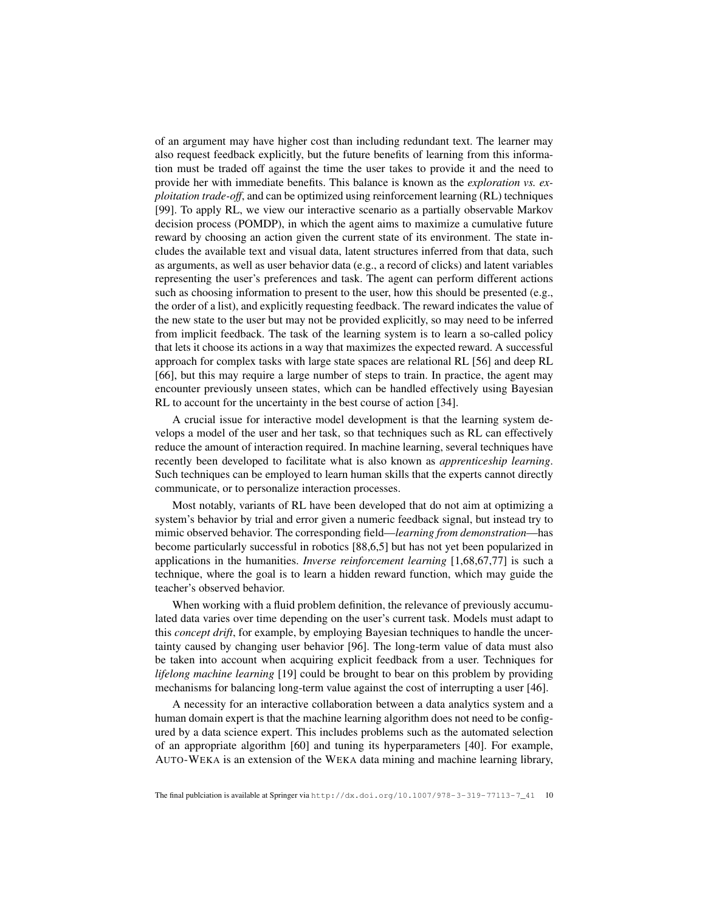of an argument may have higher cost than including redundant text. The learner may also request feedback explicitly, but the future benefits of learning from this information must be traded off against the time the user takes to provide it and the need to provide her with immediate benefits. This balance is known as the *exploration vs. exploitation trade-off*, and can be optimized using reinforcement learning (RL) techniques [99]. To apply RL, we view our interactive scenario as a partially observable Markov decision process (POMDP), in which the agent aims to maximize a cumulative future reward by choosing an action given the current state of its environment. The state includes the available text and visual data, latent structures inferred from that data, such as arguments, as well as user behavior data (e.g., a record of clicks) and latent variables representing the user's preferences and task. The agent can perform different actions such as choosing information to present to the user, how this should be presented (e.g., the order of a list), and explicitly requesting feedback. The reward indicates the value of the new state to the user but may not be provided explicitly, so may need to be inferred from implicit feedback. The task of the learning system is to learn a so-called policy that lets it choose its actions in a way that maximizes the expected reward. A successful approach for complex tasks with large state spaces are relational RL [56] and deep RL [66], but this may require a large number of steps to train. In practice, the agent may encounter previously unseen states, which can be handled effectively using Bayesian RL to account for the uncertainty in the best course of action [34].

A crucial issue for interactive model development is that the learning system develops a model of the user and her task, so that techniques such as RL can effectively reduce the amount of interaction required. In machine learning, several techniques have recently been developed to facilitate what is also known as *apprenticeship learning*. Such techniques can be employed to learn human skills that the experts cannot directly communicate, or to personalize interaction processes.

Most notably, variants of RL have been developed that do not aim at optimizing a system's behavior by trial and error given a numeric feedback signal, but instead try to mimic observed behavior. The corresponding field—*learning from demonstration*—has become particularly successful in robotics [88,6,5] but has not yet been popularized in applications in the humanities. *Inverse reinforcement learning* [1,68,67,77] is such a technique, where the goal is to learn a hidden reward function, which may guide the teacher's observed behavior.

When working with a fluid problem definition, the relevance of previously accumulated data varies over time depending on the user's current task. Models must adapt to this *concept drift*, for example, by employing Bayesian techniques to handle the uncertainty caused by changing user behavior [96]. The long-term value of data must also be taken into account when acquiring explicit feedback from a user. Techniques for *lifelong machine learning* [19] could be brought to bear on this problem by providing mechanisms for balancing long-term value against the cost of interrupting a user [46].

A necessity for an interactive collaboration between a data analytics system and a human domain expert is that the machine learning algorithm does not need to be configured by a data science expert. This includes problems such as the automated selection of an appropriate algorithm [60] and tuning its hyperparameters [40]. For example, AUTO-WEKA is an extension of the WEKA data mining and machine learning library,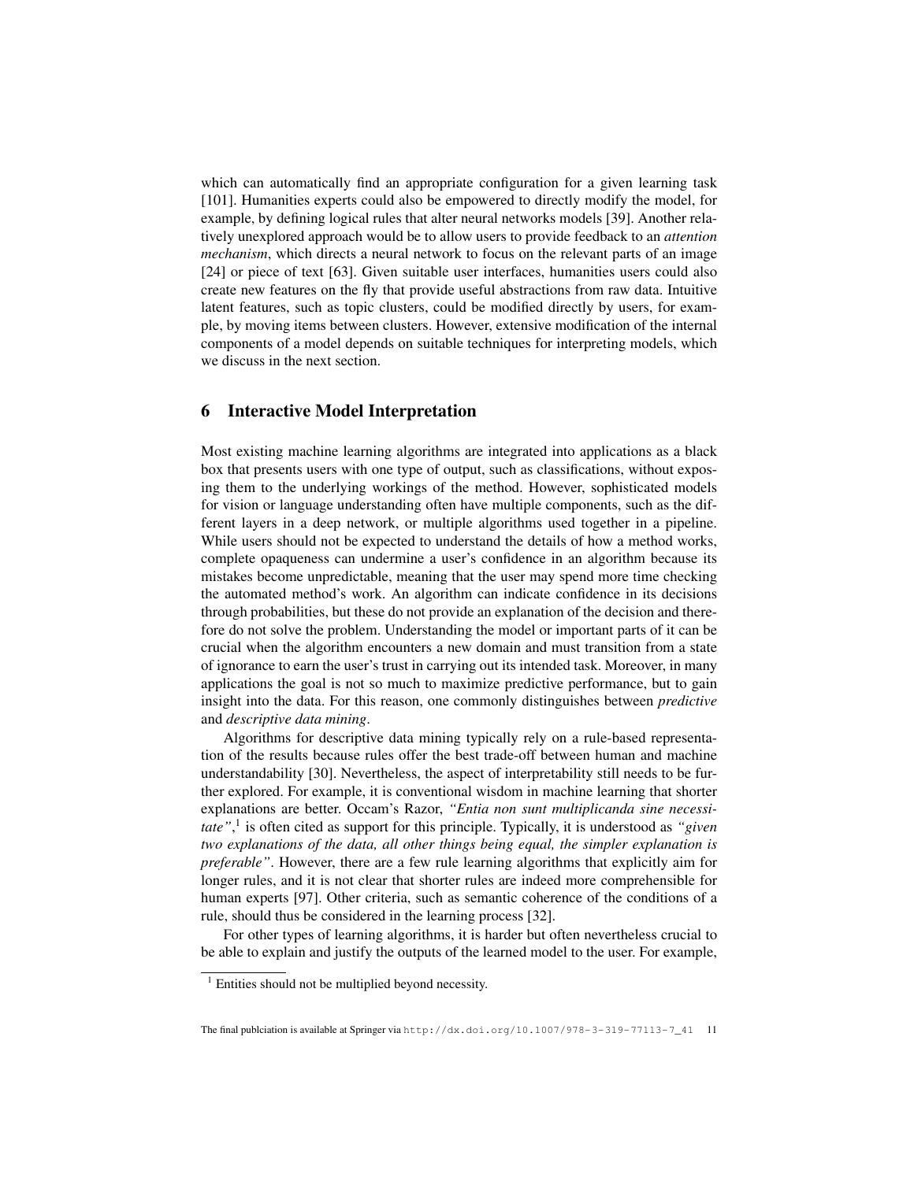which can automatically find an appropriate configuration for a given learning task [101]. Humanities experts could also be empowered to directly modify the model, for example, by defining logical rules that alter neural networks models [39]. Another relatively unexplored approach would be to allow users to provide feedback to an *attention mechanism*, which directs a neural network to focus on the relevant parts of an image [24] or piece of text [63]. Given suitable user interfaces, humanities users could also create new features on the fly that provide useful abstractions from raw data. Intuitive latent features, such as topic clusters, could be modified directly by users, for example, by moving items between clusters. However, extensive modification of the internal components of a model depends on suitable techniques for interpreting models, which we discuss in the next section.

## 6 Interactive Model Interpretation

Most existing machine learning algorithms are integrated into applications as a black box that presents users with one type of output, such as classifications, without exposing them to the underlying workings of the method. However, sophisticated models for vision or language understanding often have multiple components, such as the different layers in a deep network, or multiple algorithms used together in a pipeline. While users should not be expected to understand the details of how a method works, complete opaqueness can undermine a user's confidence in an algorithm because its mistakes become unpredictable, meaning that the user may spend more time checking the automated method's work. An algorithm can indicate confidence in its decisions through probabilities, but these do not provide an explanation of the decision and therefore do not solve the problem. Understanding the model or important parts of it can be crucial when the algorithm encounters a new domain and must transition from a state of ignorance to earn the user's trust in carrying out its intended task. Moreover, in many applications the goal is not so much to maximize predictive performance, but to gain insight into the data. For this reason, one commonly distinguishes between *predictive* and *descriptive data mining*.

Algorithms for descriptive data mining typically rely on a rule-based representation of the results because rules offer the best trade-off between human and machine understandability [30]. Nevertheless, the aspect of interpretability still needs to be further explored. For example, it is conventional wisdom in machine learning that shorter explanations are better. Occam's Razor, *"Entia non sunt multiplicanda sine necessitate"*,[1] is often cited as support for this principle. Typically, it is understood as *"given two explanations of the data, all other things being equal, the simpler explanation is preferable"*. However, there are a few rule learning algorithms that explicitly aim for longer rules, and it is not clear that shorter rules are indeed more comprehensible for human experts [97]. Other criteria, such as semantic coherence of the conditions of a rule, should thus be considered in the learning process [32].

For other types of learning algorithms, it is harder but often nevertheless crucial to be able to explain and justify the outputs of the learned model to the user. For example,

[1] Entities should not be multiplied beyond necessity.

The final publciation is available at Springer via http://dx.doi.org/10.1007/978-3-319-77113-7_41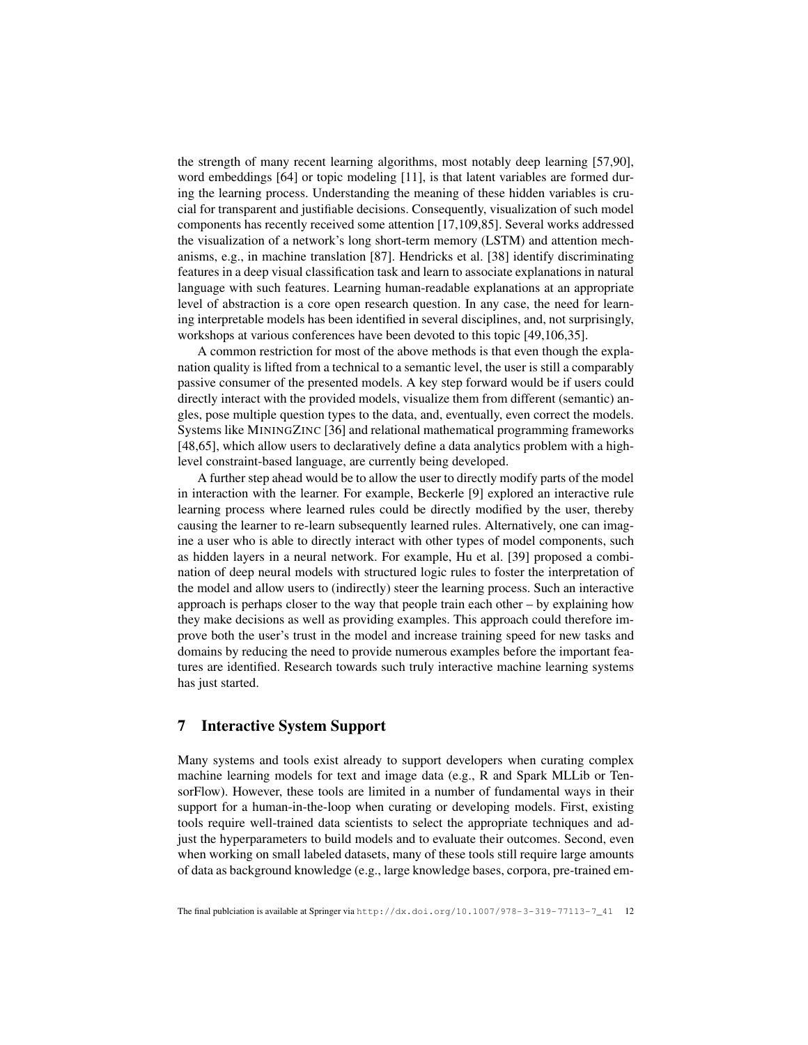the strength of many recent learning algorithms, most notably deep learning [57,90], word embeddings [64] or topic modeling [11], is that latent variables are formed during the learning process. Understanding the meaning of these hidden variables is crucial for transparent and justifiable decisions. Consequently, visualization of such model components has recently received some attention [17,109,85]. Several works addressed the visualization of a network's long short-term memory (LSTM) and attention mechanisms, e.g., in machine translation [87]. Hendricks et al. [38] identify discriminating features in a deep visual classification task and learn to associate explanations in natural language with such features. Learning human-readable explanations at an appropriate level of abstraction is a core open research question. In any case, the need for learning interpretable models has been identified in several disciplines, and, not surprisingly, workshops at various conferences have been devoted to this topic [49,106,35].

A common restriction for most of the above methods is that even though the explanation quality is lifted from a technical to a semantic level, the user is still a comparably passive consumer of the presented models. A key step forward would be if users could directly interact with the provided models, visualize them from different (semantic) angles, pose multiple question types to the data, and, eventually, even correct the models. Systems like MININGZINC [36] and relational mathematical programming frameworks [48,65], which allow users to declaratively define a data analytics problem with a high-level constraint-based language, are currently being developed.

A further step ahead would be to allow the user to directly modify parts of the model in interaction with the learner. For example, Beckerle [9] explored an interactive rule learning process where learned rules could be directly modified by the user, thereby causing the learner to re-learn subsequently learned rules. Alternatively, one can imagine a user who is able to directly interact with other types of model components, such as hidden layers in a neural network. For example, Hu et al. [39] proposed a combination of deep neural models with structured logic rules to foster the interpretation of the model and allow users to (indirectly) steer the learning process. Such an interactive approach is perhaps closer to the way that people train each other – by explaining how they make decisions as well as providing examples. This approach could therefore improve both the user's trust in the model and increase training speed for new tasks and domains by reducing the need to provide numerous examples before the important features are identified. Research towards such truly interactive machine learning systems has just started.

## 7 Interactive System Support

Many systems and tools exist already to support developers when curating complex machine learning models for text and image data (e.g., R and Spark MLLib or TensorFlow). However, these tools are limited in a number of fundamental ways in their support for a human-in-the-loop when curating or developing models. First, existing tools require well-trained data scientists to select the appropriate techniques and adjust the hyperparameters to build models and to evaluate their outcomes. Second, even when working on small labeled datasets, many of these tools still require large amounts of data as background knowledge (e.g., large knowledge bases, corpora, pre-trained em-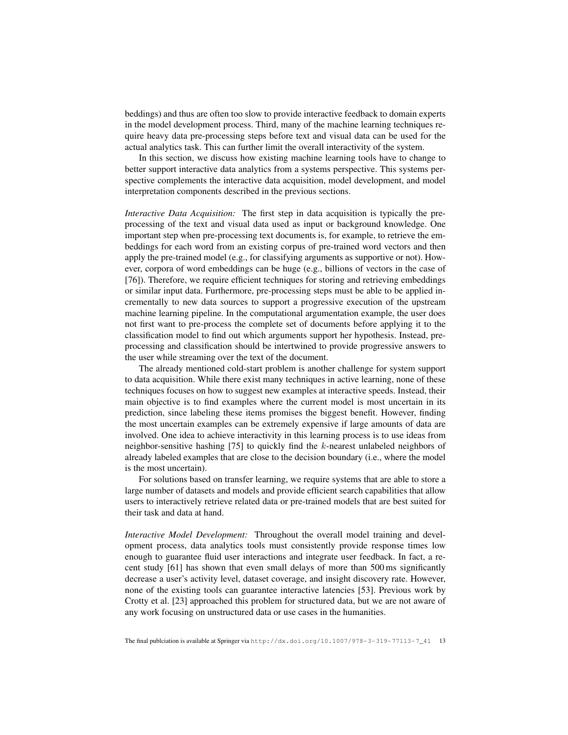beddings) and thus are often too slow to provide interactive feedback to domain experts in the model development process. Third, many of the machine learning techniques require heavy data pre-processing steps before text and visual data can be used for the actual analytics task. This can further limit the overall interactivity of the system.

In this section, we discuss how existing machine learning tools have to change to better support interactive data analytics from a systems perspective. This systems perspective complements the interactive data acquisition, model development, and model interpretation components described in the previous sections.

*Interactive Data Acquisition:* The first step in data acquisition is typically the pre-processing of the text and visual data used as input or background knowledge. One important step when pre-processing text documents is, for example, to retrieve the embeddings for each word from an existing corpus of pre-trained word vectors and then apply the pre-trained model (e.g., for classifying arguments as supportive or not). However, corpora of word embeddings can be huge (e.g., billions of vectors in the case of [76]). Therefore, we require efficient techniques for storing and retrieving embeddings or similar input data. Furthermore, pre-processing steps must be able to be applied incrementally to new data sources to support a progressive execution of the upstream machine learning pipeline. In the computational argumentation example, the user does not first want to pre-process the complete set of documents before applying it to the classification model to find out which arguments support her hypothesis. Instead, pre-processing and classification should be intertwined to provide progressive answers to the user while streaming over the text of the document.

The already mentioned cold-start problem is another challenge for system support to data acquisition. While there exist many techniques in active learning, none of these techniques focuses on how to suggest new examples at interactive speeds. Instead, their main objective is to find examples where the current model is most uncertain in its prediction, since labeling these items promises the biggest benefit. However, finding the most uncertain examples can be extremely expensive if large amounts of data are involved. One idea to achieve interactivity in this learning process is to use ideas from neighbor-sensitive hashing [75] to quickly find the $k$-nearest unlabeled neighbors of already labeled examples that are close to the decision boundary (i.e., where the model is the most uncertain).

For solutions based on transfer learning, we require systems that are able to store a large number of datasets and models and provide efficient search capabilities that allow users to interactively retrieve related data or pre-trained models that are best suited for their task and data at hand.

*Interactive Model Development:* Throughout the overall model training and development process, data analytics tools must consistently provide response times low enough to guarantee fluid user interactions and integrate user feedback. In fact, a recent study [61] has shown that even small delays of more than 500 ms significantly decrease a user's activity level, dataset coverage, and insight discovery rate. However, none of the existing tools can guarantee interactive latencies [53]. Previous work by Crotty et al. [23] approached this problem for structured data, but we are not aware of any work focusing on unstructured data or use cases in the humanities.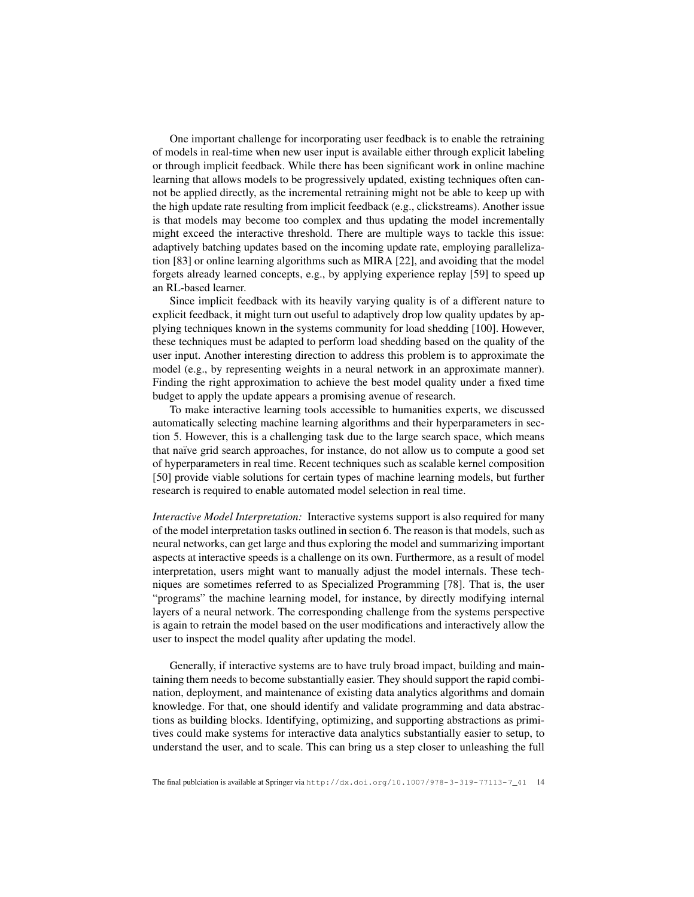One important challenge for incorporating user feedback is to enable the retraining of models in real-time when new user input is available either through explicit labeling or through implicit feedback. While there has been significant work in online machine learning that allows models to be progressively updated, existing techniques often cannot be applied directly, as the incremental retraining might not be able to keep up with the high update rate resulting from implicit feedback (e.g., clickstreams). Another issue is that models may become too complex and thus updating the model incrementally might exceed the interactive threshold. There are multiple ways to tackle this issue: adaptively batching updates based on the incoming update rate, employing parallelization [83] or online learning algorithms such as MIRA [22], and avoiding that the model forgets already learned concepts, e.g., by applying experience replay [59] to speed up an RL-based learner.

Since implicit feedback with its heavily varying quality is of a different nature to explicit feedback, it might turn out useful to adaptively drop low quality updates by applying techniques known in the systems community for load shedding [100]. However, these techniques must be adapted to perform load shedding based on the quality of the user input. Another interesting direction to address this problem is to approximate the model (e.g., by representing weights in a neural network in an approximate manner). Finding the right approximation to achieve the best model quality under a fixed time budget to apply the update appears a promising avenue of research.

To make interactive learning tools accessible to humanities experts, we discussed automatically selecting machine learning algorithms and their hyperparameters in section 5. However, this is a challenging task due to the large search space, which means that naïve grid search approaches, for instance, do not allow us to compute a good set of hyperparameters in real time. Recent techniques such as scalable kernel composition [50] provide viable solutions for certain types of machine learning models, but further research is required to enable automated model selection in real time.

*Interactive Model Interpretation:* Interactive systems support is also required for many of the model interpretation tasks outlined in section 6. The reason is that models, such as neural networks, can get large and thus exploring the model and summarizing important aspects at interactive speeds is a challenge on its own. Furthermore, as a result of model interpretation, users might want to manually adjust the model internals. These techniques are sometimes referred to as Specialized Programming [78]. That is, the user "programs" the machine learning model, for instance, by directly modifying internal layers of a neural network. The corresponding challenge from the systems perspective is again to retrain the model based on the user modifications and interactively allow the user to inspect the model quality after updating the model.

Generally, if interactive systems are to have truly broad impact, building and maintaining them needs to become substantially easier. They should support the rapid combination, deployment, and maintenance of existing data analytics algorithms and domain knowledge. For that, one should identify and validate programming and data abstractions as building blocks. Identifying, optimizing, and supporting abstractions as primitives could make systems for interactive data analytics substantially easier to setup, to understand the user, and to scale. This can bring us a step closer to unleashing the full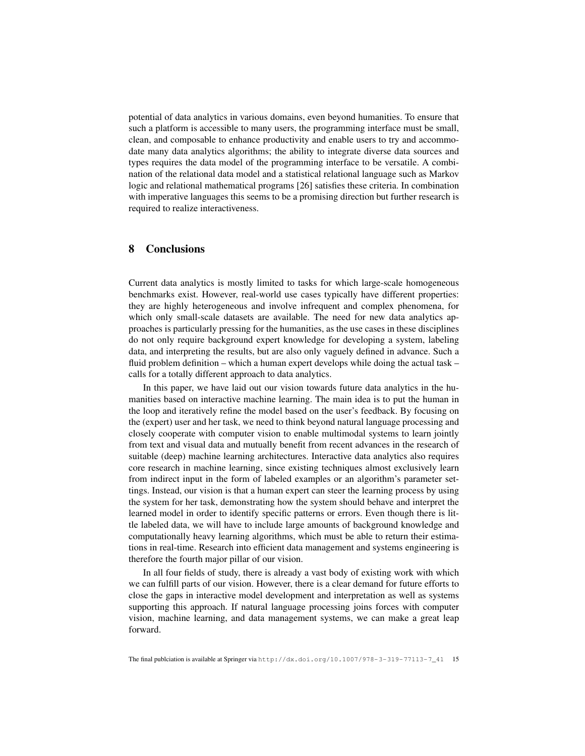potential of data analytics in various domains, even beyond humanities. To ensure that such a platform is accessible to many users, the programming interface must be small, clean, and composable to enhance productivity and enable users to try and accommodate many data analytics algorithms; the ability to integrate diverse data sources and types requires the data model of the programming interface to be versatile. A combination of the relational data model and a statistical relational language such as Markov logic and relational mathematical programs [26] satisfies these criteria. In combination with imperative languages this seems to be a promising direction but further research is required to realize interactiveness.

## 8 Conclusions

Current data analytics is mostly limited to tasks for which large-scale homogeneous benchmarks exist. However, real-world use cases typically have different properties: they are highly heterogeneous and involve infrequent and complex phenomena, for which only small-scale datasets are available. The need for new data analytics approaches is particularly pressing for the humanities, as the use cases in these disciplines do not only require background expert knowledge for developing a system, labeling data, and interpreting the results, but are also only vaguely defined in advance. Such a fluid problem definition – which a human expert develops while doing the actual task – calls for a totally different approach to data analytics.

In this paper, we have laid out our vision towards future data analytics in the humanities based on interactive machine learning. The main idea is to put the human in the loop and iteratively refine the model based on the user's feedback. By focusing on the (expert) user and her task, we need to think beyond natural language processing and closely cooperate with computer vision to enable multimodal systems to learn jointly from text and visual data and mutually benefit from recent advances in the research of suitable (deep) machine learning architectures. Interactive data analytics also requires core research in machine learning, since existing techniques almost exclusively learn from indirect input in the form of labeled examples or an algorithm's parameter settings. Instead, our vision is that a human expert can steer the learning process by using the system for her task, demonstrating how the system should behave and interpret the learned model in order to identify specific patterns or errors. Even though there is little labeled data, we will have to include large amounts of background knowledge and computationally heavy learning algorithms, which must be able to return their estimations in real-time. Research into efficient data management and systems engineering is therefore the fourth major pillar of our vision.

In all four fields of study, there is already a vast body of existing work with which we can fulfill parts of our vision. However, there is a clear demand for future efforts to close the gaps in interactive model development and interpretation as well as systems supporting this approach. If natural language processing joins forces with computer vision, machine learning, and data management systems, we can make a great leap forward.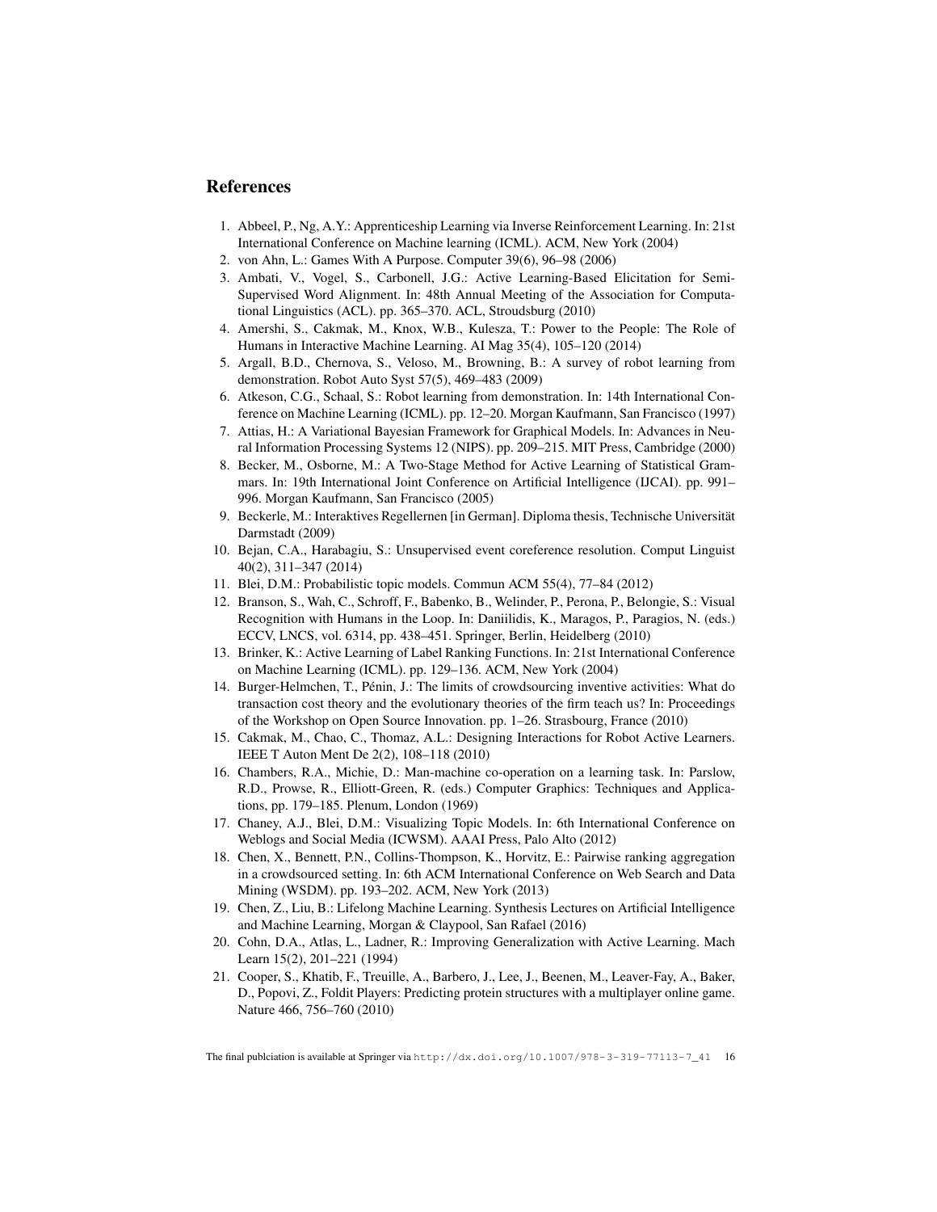## References

1. Abbeel, P., Ng, A.Y.: Apprenticeship Learning via Inverse Reinforcement Learning. In: 21st International Conference on Machine learning (ICML). ACM, New York (2004)
2. von Ahn, L.: Games With A Purpose. Computer 39(6), 96–98 (2006)
3. Ambati, V., Vogel, S., Carbonell, J.G.: Active Learning-Based Elicitation for Semi-Supervised Word Alignment. In: 48th Annual Meeting of the Association for Computational Linguistics (ACL). pp. 365–370. ACL, Stroudsburg (2010)
4. Amershi, S., Cakmak, M., Knox, W.B., Kulesza, T.: Power to the People: The Role of Humans in Interactive Machine Learning. AI Mag 35(4), 105–120 (2014)
5. Argall, B.D., Chernova, S., Veloso, M., Browning, B.: A survey of robot learning from demonstration. Robot Auto Syst 57(5), 469–483 (2009)
6. Atkeson, C.G., Schaal, S.: Robot learning from demonstration. In: 14th International Conference on Machine Learning (ICML). pp. 12–20. Morgan Kaufmann, San Francisco (1997)
7. Attias, H.: A Variational Bayesian Framework for Graphical Models. In: Advances in Neural Information Processing Systems 12 (NIPS). pp. 209–215. MIT Press, Cambridge (2000)
8. Becker, M., Osborne, M.: A Two-Stage Method for Active Learning of Statistical Grammars. In: 19th International Joint Conference on Artificial Intelligence (IJCAI). pp. 991–996. Morgan Kaufmann, San Francisco (2005)
9. Beckerle, M.: Interaktives Regellernen [in German]. Diploma thesis, Technische Universität Darmstadt (2009)
10. Bejan, C.A., Harabagiu, S.: Unsupervised event coreference resolution. Comput Linguist 40(2), 311–347 (2014)
11. Blei, D.M.: Probabilistic topic models. Commun ACM 55(4), 77–84 (2012)
12. Branson, S., Wah, C., Schroff, F., Babenko, B., Welinder, P., Perona, P., Belongie, S.: Visual Recognition with Humans in the Loop. In: Daniilidis, K., Maragos, P., Paragios, N. (eds.) ECCV, LNCS, vol. 6314, pp. 438–451. Springer, Berlin, Heidelberg (2010)
13. Brinker, K.: Active Learning of Label Ranking Functions. In: 21st International Conference on Machine Learning (ICML). pp. 129–136. ACM, New York (2004)
14. Burger-Helmchen, T., Pénin, J.: The limits of crowdsourcing inventive activities: What do transaction cost theory and the evolutionary theories of the firm teach us? In: Proceedings of the Workshop on Open Source Innovation. pp. 1–26. Strasbourg, France (2010)
15. Cakmak, M., Chao, C., Thomaz, A.L.: Designing Interactions for Robot Active Learners. IEEE T Auton Ment De 2(2), 108–118 (2010)
16. Chambers, R.A., Michie, D.: Man-machine co-operation on a learning task. In: Parslow, R.D., Prowse, R., Elliott-Green, R. (eds.) Computer Graphics: Techniques and Applications, pp. 179–185. Plenum, London (1969)
17. Chaney, A.J., Blei, D.M.: Visualizing Topic Models. In: 6th International Conference on Weblogs and Social Media (ICWSM). AAAI Press, Palo Alto (2012)
18. Chen, X., Bennett, P.N., Collins-Thompson, K., Horvitz, E.: Pairwise ranking aggregation in a crowdsourced setting. In: 6th ACM International Conference on Web Search and Data Mining (WSDM). pp. 193–202. ACM, New York (2013)
19. Chen, Z., Liu, B.: Lifelong Machine Learning. Synthesis Lectures on Artificial Intelligence and Machine Learning, Morgan & Claypool, San Rafael (2016)
20. Cohn, D.A., Atlas, L., Ladner, R.: Improving Generalization with Active Learning. Mach Learn 15(2), 201–221 (1994)
21. Cooper, S., Khatib, F., Treuille, A., Barbero, J., Lee, J., Beenen, M., Leaver-Fay, A., Baker, D., Popovi, Z., Foldit Players: Predicting protein structures with a multiplayer online game. Nature 466, 756–760 (2010)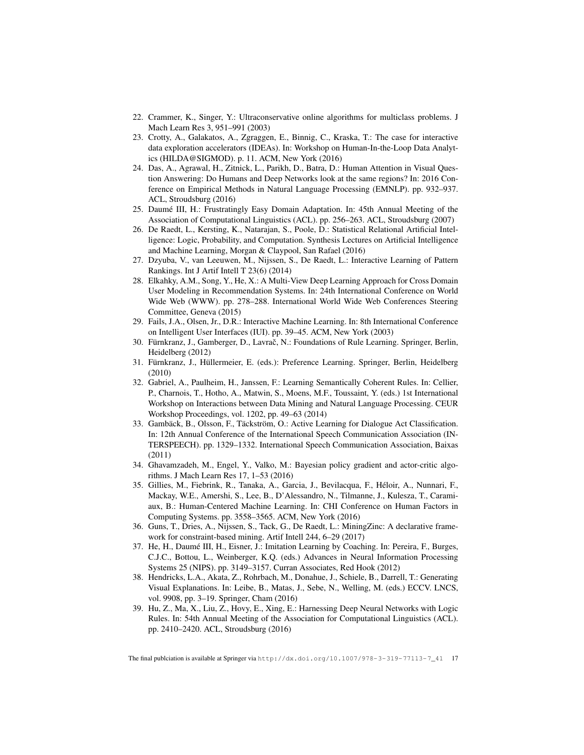22. Crammer, K., Singer, Y.: Ultraconservative online algorithms for multiclass problems. J Mach Learn Res 3, 951–991 (2003)
23. Crotty, A., Galakatos, A., Zgraggen, E., Binnig, C., Kraska, T.: The case for interactive data exploration accelerators (IDEAs). In: Workshop on Human-In-the-Loop Data Analytics (HILDA@SIGMOD). p. 11. ACM, New York (2016)
24. Das, A., Agrawal, H., Zitnick, L., Parikh, D., Batra, D.: Human Attention in Visual Question Answering: Do Humans and Deep Networks look at the same regions? In: 2016 Conference on Empirical Methods in Natural Language Processing (EMNLP). pp. 932–937. ACL, Stroudsburg (2016)
25. Daumé III, H.: Frustratingly Easy Domain Adaptation. In: 45th Annual Meeting of the Association of Computational Linguistics (ACL). pp. 256–263. ACL, Stroudsburg (2007)
26. De Raedt, L., Kersting, K., Natarajan, S., Poole, D.: Statistical Relational Artificial Intelligence: Logic, Probability, and Computation. Synthesis Lectures on Artificial Intelligence and Machine Learning, Morgan & Claypool, San Rafael (2016)
27. Dzyuba, V., van Leeuwen, M., Nijssen, S., De Raedt, L.: Interactive Learning of Pattern Rankings. Int J Artif Intell T 23(6) (2014)
28. Elkahky, A.M., Song, Y., He, X.: A Multi-View Deep Learning Approach for Cross Domain User Modeling in Recommendation Systems. In: 24th International Conference on World Wide Web (WWW). pp. 278–288. International World Wide Web Conferences Steering Committee, Geneva (2015)
29. Fails, J.A., Olsen, Jr., D.R.: Interactive Machine Learning. In: 8th International Conference on Intelligent User Interfaces (IUI). pp. 39–45. ACM, New York (2003)
30. Fürnkranz, J., Gamberger, D., Lavrač, N.: Foundations of Rule Learning. Springer, Berlin, Heidelberg (2012)
31. Fürnkranz, J., Hüllermeier, E. (eds.): Preference Learning. Springer, Berlin, Heidelberg (2010)
32. Gabriel, A., Paulheim, H., Janssen, F.: Learning Semantically Coherent Rules. In: Cellier, P., Charnois, T., Hotho, A., Matwin, S., Moens, M.F., Toussaint, Y. (eds.) 1st International Workshop on Interactions between Data Mining and Natural Language Processing. CEUR Workshop Proceedings, vol. 1202, pp. 49–63 (2014)
33. Gambäck, B., Olsson, F., Täckström, O.: Active Learning for Dialogue Act Classification. In: 12th Annual Conference of the International Speech Communication Association (INTERSPEECH). pp. 1329–1332. International Speech Communication Association, Baixas (2011)
34. Ghavamzadeh, M., Engel, Y., Valko, M.: Bayesian policy gradient and actor-critic algorithms. J Mach Learn Res 17, 1–53 (2016)
35. Gillies, M., Fiebrink, R., Tanaka, A., Garcia, J., Bevilacqua, F., Héloir, A., Nunnari, F., Mackay, W.E., Amershi, S., Lee, B., D'Alessandro, N., Tilmanne, J., Kulesza, T., Caramiaux, B.: Human-Centered Machine Learning. In: CHI Conference on Human Factors in Computing Systems. pp. 3558–3565. ACM, New York (2016)
36. Guns, T., Dries, A., Nijssen, S., Tack, G., De Raedt, L.: MiningZinc: A declarative framework for constraint-based mining. Artif Intell 244, 6–29 (2017)
37. He, H., Daumé III, H., Eisner, J.: Imitation Learning by Coaching. In: Pereira, F., Burges, C.J.C., Bottou, L., Weinberger, K.Q. (eds.) Advances in Neural Information Processing Systems 25 (NIPS). pp. 3149–3157. Curran Associates, Red Hook (2012)
38. Hendricks, L.A., Akata, Z., Rohrbach, M., Donahue, J., Schiele, B., Darrell, T.: Generating Visual Explanations. In: Leibe, B., Matas, J., Sebe, N., Welling, M. (eds.) ECCV. LNCS, vol. 9908, pp. 3–19. Springer, Cham (2016)
39. Hu, Z., Ma, X., Liu, Z., Hovy, E., Xing, E.: Harnessing Deep Neural Networks with Logic Rules. In: 54th Annual Meeting of the Association for Computational Linguistics (ACL). pp. 2410–2420. ACL, Stroudsburg (2016)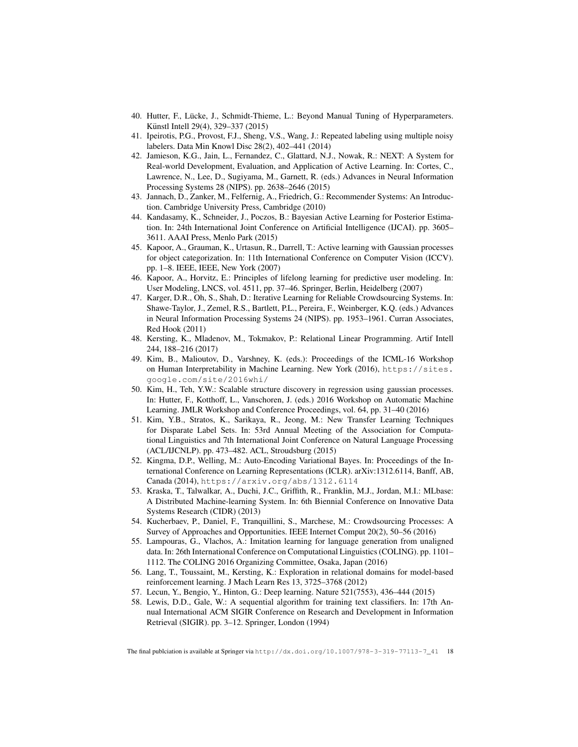40. Hutter, F., Lücke, J., Schmidt-Thieme, L.: Beyond Manual Tuning of Hyperparameters. Künstl Intell 29(4), 329–337 (2015)
41. Ipeirotis, P.G., Provost, F.J., Sheng, V.S., Wang, J.: Repeated labeling using multiple noisy labelers. Data Min Knowl Disc 28(2), 402–441 (2014)
42. Jamieson, K.G., Jain, L., Fernandez, C., Glattard, N.J., Nowak, R.: NEXT: A System for Real-world Development, Evaluation, and Application of Active Learning. In: Cortes, C., Lawrence, N., Lee, D., Sugiyama, M., Garnett, R. (eds.) Advances in Neural Information Processing Systems 28 (NIPS). pp. 2638–2646 (2015)
43. Jannach, D., Zanker, M., Felfernig, A., Friedrich, G.: Recommender Systems: An Introduction. Cambridge University Press, Cambridge (2010)
44. Kandasamy, K., Schneider, J., Poczos, B.: Bayesian Active Learning for Posterior Estimation. In: 24th International Joint Conference on Artificial Intelligence (IJCAI). pp. 3605–3611. AAAI Press, Menlo Park (2015)
45. Kapoor, A., Grauman, K., Urtasun, R., Darrell, T.: Active learning with Gaussian processes for object categorization. In: 11th International Conference on Computer Vision (ICCV). pp. 1–8. IEEE, IEEE, New York (2007)
46. Kapoor, A., Horvitz, E.: Principles of lifelong learning for predictive user modeling. In: User Modeling, LNCS, vol. 4511, pp. 37–46. Springer, Berlin, Heidelberg (2007)
47. Karger, D.R., Oh, S., Shah, D.: Iterative Learning for Reliable Crowdsourcing Systems. In: Shawe-Taylor, J., Zemel, R.S., Bartlett, P.L., Pereira, F., Weinberger, K.Q. (eds.) Advances in Neural Information Processing Systems 24 (NIPS). pp. 1953–1961. Curran Associates, Red Hook (2011)
48. Kersting, K., Mladenov, M., Tokmakov, P.: Relational Linear Programming. Artif Intell 244, 188–216 (2017)
49. Kim, B., Malioutov, D., Varshney, K. (eds.): Proceedings of the ICML-16 Workshop on Human Interpretability in Machine Learning. New York (2016), `https://sites.google.com/site/2016whi/`
50. Kim, H., Teh, Y.W.: Scalable structure discovery in regression using gaussian processes. In: Hutter, F., Kotthoff, L., Vanschoren, J. (eds.) 2016 Workshop on Automatic Machine Learning. JMLR Workshop and Conference Proceedings, vol. 64, pp. 31–40 (2016)
51. Kim, Y.B., Stratos, K., Sarikaya, R., Jeong, M.: New Transfer Learning Techniques for Disparate Label Sets. In: 53rd Annual Meeting of the Association for Computational Linguistics and 7th International Joint Conference on Natural Language Processing (ACL/IJCNLP). pp. 473–482. ACL, Stroudsburg (2015)
52. Kingma, D.P., Welling, M.: Auto-Encoding Variational Bayes. In: Proceedings of the International Conference on Learning Representations (ICLR). arXiv:1312.6114, Banff, AB, Canada (2014), `https://arxiv.org/abs/1312.6114`
53. Kraska, T., Talwalkar, A., Duchi, J.C., Griffith, R., Franklin, M.J., Jordan, M.I.: MLbase: A Distributed Machine-learning System. In: 6th Biennial Conference on Innovative Data Systems Research (CIDR) (2013)
54. Kucherbaev, P., Daniel, F., Tranquillini, S., Marchese, M.: Crowdsourcing Processes: A Survey of Approaches and Opportunities. IEEE Internet Comput 20(2), 50–56 (2016)
55. Lampouras, G., Vlachos, A.: Imitation learning for language generation from unaligned data. In: 26th International Conference on Computational Linguistics (COLING). pp. 1101–1112. The COLING 2016 Organizing Committee, Osaka, Japan (2016)
56. Lang, T., Toussaint, M., Kersting, K.: Exploration in relational domains for model-based reinforcement learning. J Mach Learn Res 13, 3725–3768 (2012)
57. Lecun, Y., Bengio, Y., Hinton, G.: Deep learning. Nature 521(7553), 436–444 (2015)
58. Lewis, D.D., Gale, W.: A sequential algorithm for training text classifiers. In: 17th Annual International ACM SIGIR Conference on Research and Development in Information Retrieval (SIGIR). pp. 3–12. Springer, London (1994)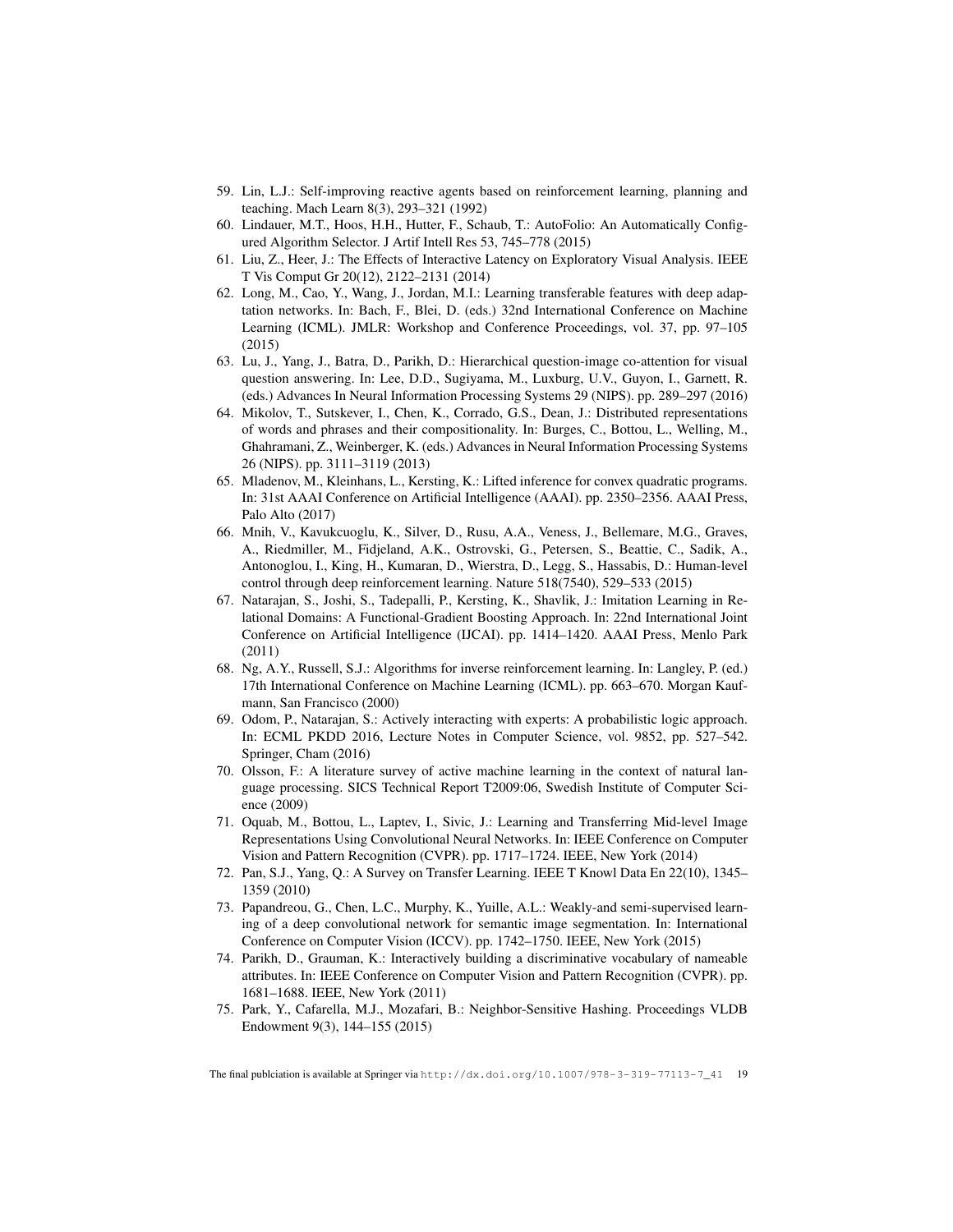59. Lin, L.J.: Self-improving reactive agents based on reinforcement learning, planning and teaching. Mach Learn 8(3), 293–321 (1992)
60. Lindauer, M.T., Hoos, H.H., Hutter, F., Schaub, T.: AutoFolio: An Automatically Configured Algorithm Selector. J Artif Intell Res 53, 745–778 (2015)
61. Liu, Z., Heer, J.: The Effects of Interactive Latency on Exploratory Visual Analysis. IEEE T Vis Comput Gr 20(12), 2122–2131 (2014)
62. Long, M., Cao, Y., Wang, J., Jordan, M.I.: Learning transferable features with deep adaptation networks. In: Bach, F., Blei, D. (eds.) 32nd International Conference on Machine Learning (ICML). JMLR: Workshop and Conference Proceedings, vol. 37, pp. 97–105 (2015)
63. Lu, J., Yang, J., Batra, D., Parikh, D.: Hierarchical question-image co-attention for visual question answering. In: Lee, D.D., Sugiyama, M., Luxburg, U.V., Guyon, I., Garnett, R. (eds.) Advances In Neural Information Processing Systems 29 (NIPS). pp. 289–297 (2016)
64. Mikolov, T., Sutskever, I., Chen, K., Corrado, G.S., Dean, J.: Distributed representations of words and phrases and their compositionality. In: Burges, C., Bottou, L., Welling, M., Ghahramani, Z., Weinberger, K. (eds.) Advances in Neural Information Processing Systems 26 (NIPS). pp. 3111–3119 (2013)
65. Mladenov, M., Kleinhans, L., Kersting, K.: Lifted inference for convex quadratic programs. In: 31st AAAI Conference on Artificial Intelligence (AAAI). pp. 2350–2356. AAAI Press, Palo Alto (2017)
66. Mnih, V., Kavukcuoglu, K., Silver, D., Rusu, A.A., Veness, J., Bellemare, M.G., Graves, A., Riedmiller, M., Fidjeland, A.K., Ostrovski, G., Petersen, S., Beattie, C., Sadik, A., Antonoglou, I., King, H., Kumaran, D., Wierstra, D., Legg, S., Hassabis, D.: Human-level control through deep reinforcement learning. Nature 518(7540), 529–533 (2015)
67. Natarajan, S., Joshi, S., Tadepalli, P., Kersting, K., Shavlik, J.: Imitation Learning in Relational Domains: A Functional-Gradient Boosting Approach. In: 22nd International Joint Conference on Artificial Intelligence (IJCAI). pp. 1414–1420. AAAI Press, Menlo Park (2011)
68. Ng, A.Y., Russell, S.J.: Algorithms for inverse reinforcement learning. In: Langley, P. (ed.) 17th International Conference on Machine Learning (ICML). pp. 663–670. Morgan Kaufmann, San Francisco (2000)
69. Odom, P., Natarajan, S.: Actively interacting with experts: A probabilistic logic approach. In: ECML PKDD 2016, Lecture Notes in Computer Science, vol. 9852, pp. 527–542. Springer, Cham (2016)
70. Olsson, F.: A literature survey of active machine learning in the context of natural language processing. SICS Technical Report T2009:06, Swedish Institute of Computer Science (2009)
71. Oquab, M., Bottou, L., Laptev, I., Sivic, J.: Learning and Transferring Mid-level Image Representations Using Convolutional Neural Networks. In: IEEE Conference on Computer Vision and Pattern Recognition (CVPR). pp. 1717–1724. IEEE, New York (2014)
72. Pan, S.J., Yang, Q.: A Survey on Transfer Learning. IEEE T Knowl Data En 22(10), 1345–1359 (2010)
73. Papandreou, G., Chen, L.C., Murphy, K., Yuille, A.L.: Weakly-and semi-supervised learning of a deep convolutional network for semantic image segmentation. In: International Conference on Computer Vision (ICCV). pp. 1742–1750. IEEE, New York (2015)
74. Parikh, D., Grauman, K.: Interactively building a discriminative vocabulary of nameable attributes. In: IEEE Conference on Computer Vision and Pattern Recognition (CVPR). pp. 1681–1688. IEEE, New York (2011)
75. Park, Y., Cafarella, M.J., Mozafari, B.: Neighbor-Sensitive Hashing. Proceedings VLDB Endowment 9(3), 144–155 (2015)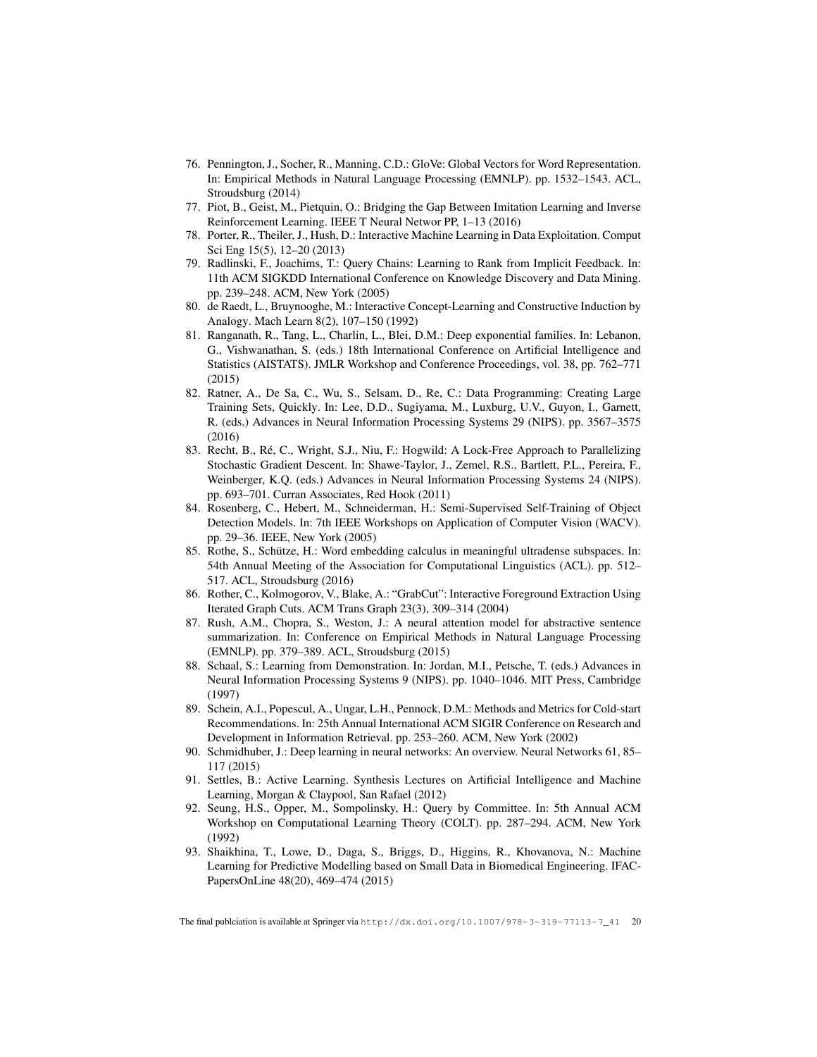76. Pennington, J., Socher, R., Manning, C.D.: GloVe: Global Vectors for Word Representation. In: Empirical Methods in Natural Language Processing (EMNLP). pp. 1532–1543. ACL, Stroudsburg (2014)
77. Piot, B., Geist, M., Pietquin, O.: Bridging the Gap Between Imitation Learning and Inverse Reinforcement Learning. IEEE T Neural Networ PP, 1–13 (2016)
78. Porter, R., Theiler, J., Hush, D.: Interactive Machine Learning in Data Exploitation. Comput Sci Eng 15(5), 12–20 (2013)
79. Radlinski, F., Joachims, T.: Query Chains: Learning to Rank from Implicit Feedback. In: 11th ACM SIGKDD International Conference on Knowledge Discovery and Data Mining. pp. 239–248. ACM, New York (2005)
80. de Raedt, L., Bruynooghe, M.: Interactive Concept-Learning and Constructive Induction by Analogy. Mach Learn 8(2), 107–150 (1992)
81. Ranganath, R., Tang, L., Charlin, L., Blei, D.M.: Deep exponential families. In: Lebanon, G., Vishwanathan, S. (eds.) 18th International Conference on Artificial Intelligence and Statistics (AISTATS). JMLR Workshop and Conference Proceedings, vol. 38, pp. 762–771 (2015)
82. Ratner, A., De Sa, C., Wu, S., Selsam, D., Re, C.: Data Programming: Creating Large Training Sets, Quickly. In: Lee, D.D., Sugiyama, M., Luxburg, U.V., Guyon, I., Garnett, R. (eds.) Advances in Neural Information Processing Systems 29 (NIPS). pp. 3567–3575 (2016)
83. Recht, B., Ré, C., Wright, S.J., Niu, F.: Hogwild: A Lock-Free Approach to Parallelizing Stochastic Gradient Descent. In: Shawe-Taylor, J., Zemel, R.S., Bartlett, P.L., Pereira, F., Weinberger, K.Q. (eds.) Advances in Neural Information Processing Systems 24 (NIPS). pp. 693–701. Curran Associates, Red Hook (2011)
84. Rosenberg, C., Hebert, M., Schneiderman, H.: Semi-Supervised Self-Training of Object Detection Models. In: 7th IEEE Workshops on Application of Computer Vision (WACV). pp. 29–36. IEEE, New York (2005)
85. Rothe, S., Schütze, H.: Word embedding calculus in meaningful ultradense subspaces. In: 54th Annual Meeting of the Association for Computational Linguistics (ACL). pp. 512–517. ACL, Stroudsburg (2016)
86. Rother, C., Kolmogorov, V., Blake, A.: "GrabCut": Interactive Foreground Extraction Using Iterated Graph Cuts. ACM Trans Graph 23(3), 309–314 (2004)
87. Rush, A.M., Chopra, S., Weston, J.: A neural attention model for abstractive sentence summarization. In: Conference on Empirical Methods in Natural Language Processing (EMNLP). pp. 379–389. ACL, Stroudsburg (2015)
88. Schaal, S.: Learning from Demonstration. In: Jordan, M.I., Petsche, T. (eds.) Advances in Neural Information Processing Systems 9 (NIPS). pp. 1040–1046. MIT Press, Cambridge (1997)
89. Schein, A.I., Popescul, A., Ungar, L.H., Pennock, D.M.: Methods and Metrics for Cold-start Recommendations. In: 25th Annual International ACM SIGIR Conference on Research and Development in Information Retrieval. pp. 253–260. ACM, New York (2002)
90. Schmidhuber, J.: Deep learning in neural networks: An overview. Neural Networks 61, 85–117 (2015)
91. Settles, B.: Active Learning. Synthesis Lectures on Artificial Intelligence and Machine Learning, Morgan & Claypool, San Rafael (2012)
92. Seung, H.S., Opper, M., Sompolinsky, H.: Query by Committee. In: 5th Annual ACM Workshop on Computational Learning Theory (COLT). pp. 287–294. ACM, New York (1992)
93. Shaikhina, T., Lowe, D., Daga, S., Briggs, D., Higgins, R., Khovanova, N.: Machine Learning for Predictive Modelling based on Small Data in Biomedical Engineering. IFAC-PapersOnLine 48(20), 469–474 (2015)

The final publciation is available at Springer via http://dx.doi.org/10.1007/978-3-319-77113-7_41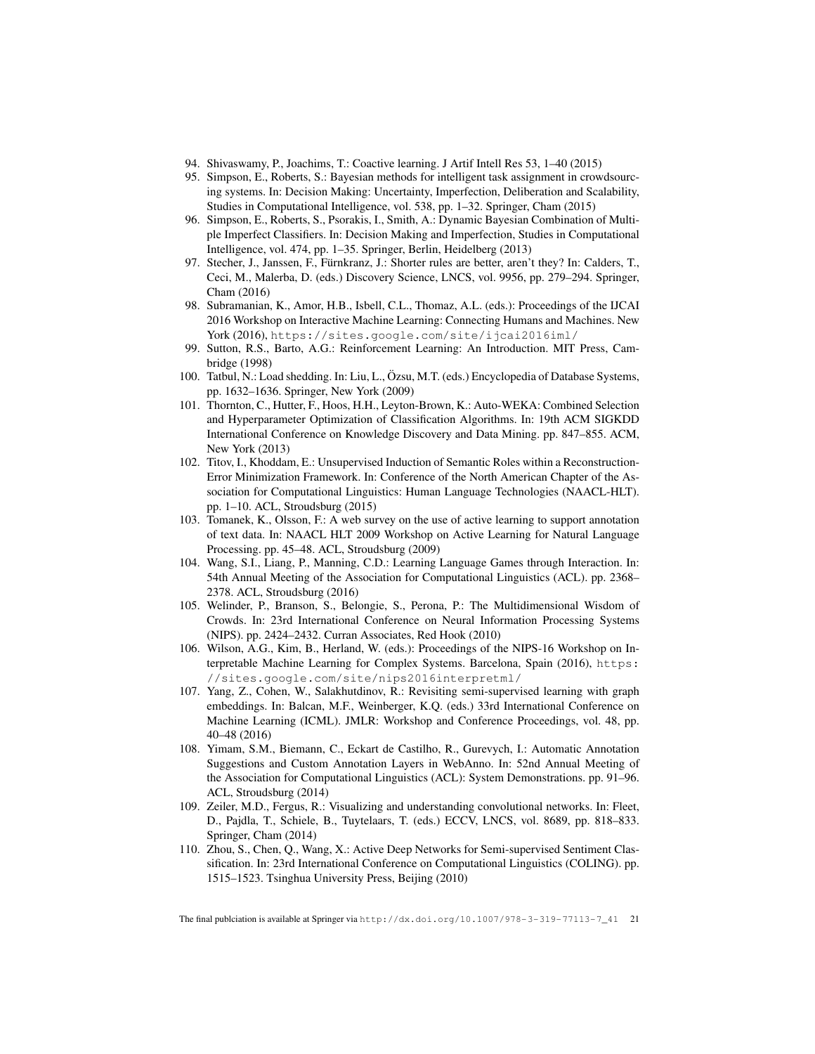94. Shivaswamy, P., Joachims, T.: Coactive learning. J Artif Intell Res 53, 1–40 (2015)
95. Simpson, E., Roberts, S.: Bayesian methods for intelligent task assignment in crowdsourcing systems. In: Decision Making: Uncertainty, Imperfection, Deliberation and Scalability, Studies in Computational Intelligence, vol. 538, pp. 1–32. Springer, Cham (2015)
96. Simpson, E., Roberts, S., Psorakis, I., Smith, A.: Dynamic Bayesian Combination of Multiple Imperfect Classifiers. In: Decision Making and Imperfection, Studies in Computational Intelligence, vol. 474, pp. 1–35. Springer, Berlin, Heidelberg (2013)
97. Stecher, J., Janssen, F., Fürnkranz, J.: Shorter rules are better, aren't they? In: Calders, T., Ceci, M., Malerba, D. (eds.) Discovery Science, LNCS, vol. 9956, pp. 279–294. Springer, Cham (2016)
98. Subramanian, K., Amor, H.B., Isbell, C.L., Thomaz, A.L. (eds.): Proceedings of the IJCAI 2016 Workshop on Interactive Machine Learning: Connecting Humans and Machines. New York (2016), https://sites.google.com/site/ijcai2016iml/
99. Sutton, R.S., Barto, A.G.: Reinforcement Learning: An Introduction. MIT Press, Cambridge (1998)
100. Tatbul, N.: Load shedding. In: Liu, L., Özsu, M.T. (eds.) Encyclopedia of Database Systems, pp. 1632–1636. Springer, New York (2009)
101. Thornton, C., Hutter, F., Hoos, H.H., Leyton-Brown, K.: Auto-WEKA: Combined Selection and Hyperparameter Optimization of Classification Algorithms. In: 19th ACM SIGKDD International Conference on Knowledge Discovery and Data Mining. pp. 847–855. ACM, New York (2013)
102. Titov, I., Khoddam, E.: Unsupervised Induction of Semantic Roles within a Reconstruction-Error Minimization Framework. In: Conference of the North American Chapter of the Association for Computational Linguistics: Human Language Technologies (NAACL-HLT). pp. 1–10. ACL, Stroudsburg (2015)
103. Tomanek, K., Olsson, F.: A web survey on the use of active learning to support annotation of text data. In: NAACL HLT 2009 Workshop on Active Learning for Natural Language Processing. pp. 45–48. ACL, Stroudsburg (2009)
104. Wang, S.I., Liang, P., Manning, C.D.: Learning Language Games through Interaction. In: 54th Annual Meeting of the Association for Computational Linguistics (ACL). pp. 2368–2378. ACL, Stroudsburg (2016)
105. Welinder, P., Branson, S., Belongie, S., Perona, P.: The Multidimensional Wisdom of Crowds. In: 23rd International Conference on Neural Information Processing Systems (NIPS). pp. 2424–2432. Curran Associates, Red Hook (2010)
106. Wilson, A.G., Kim, B., Herland, W. (eds.): Proceedings of the NIPS-16 Workshop on Interpretable Machine Learning for Complex Systems. Barcelona, Spain (2016), https://sites.google.com/site/nips2016interpretml/
107. Yang, Z., Cohen, W., Salakhutdinov, R.: Revisiting semi-supervised learning with graph embeddings. In: Balcan, M.F., Weinberger, K.Q. (eds.) 33rd International Conference on Machine Learning (ICML). JMLR: Workshop and Conference Proceedings, vol. 48, pp. 40–48 (2016)
108. Yimam, S.M., Biemann, C., Eckart de Castilho, R., Gurevych, I.: Automatic Annotation Suggestions and Custom Annotation Layers in WebAnno. In: 52nd Annual Meeting of the Association for Computational Linguistics (ACL): System Demonstrations. pp. 91–96. ACL, Stroudsburg (2014)
109. Zeiler, M.D., Fergus, R.: Visualizing and understanding convolutional networks. In: Fleet, D., Pajdla, T., Schiele, B., Tuytelaars, T. (eds.) ECCV, LNCS, vol. 8689, pp. 818–833. Springer, Cham (2014)
110. Zhou, S., Chen, Q., Wang, X.: Active Deep Networks for Semi-supervised Sentiment Classification. In: 23rd International Conference on Computational Linguistics (COLING). pp. 1515–1523. Tsinghua University Press, Beijing (2010)

The final publciation is available at Springer via http://dx.doi.org/10.1007/978-3-319-77113-7_41